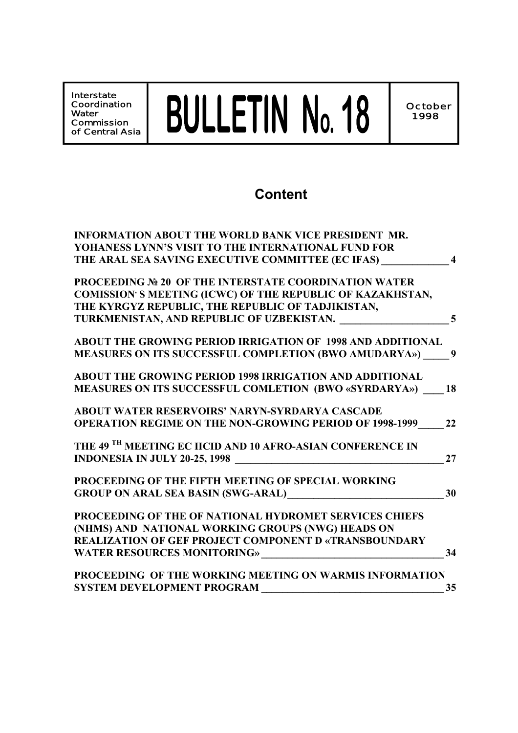| Interstate Coordination Water Commission of Central Asia | BULLETIN No. 18 | October 1998 |
| --- | --- | --- |

## Content

**INFORMATION ABOUT THE WORLD BANK VICE PRESIDENT MR. YOHANESS LYNN'S VISIT TO THE INTERNATIONAL FUND FOR THE ARAL SEA SAVING EXECUTIVE COMMITTEE (EC IFAS) _____________ 4**

**PROCEEDING № 20 OF THE INTERSTATE COORDINATION WATER COMISSION' S MEETING (ICWC) OF THE REPUBLIC OF KAZAKHSTAN, THE KYRGYZ REPUBLIC, THE REPUBLIC OF TADJIKISTAN, TURKMENISTAN, AND REPUBLIC OF UZBEKISTAN. _____________________ 5**

**ABOUT THE GROWING PERIOD IRRIGATION OF 1998 AND ADDITIONAL MEASURES ON ITS SUCCESSFUL COMPLETION (BWO AMUDARYA») _____ 9**

**ABOUT THE GROWING PERIOD 1998 IRRIGATION AND ADDITIONAL MEASURES ON ITS SUCCESSFUL COMLETION (BWO «SYRDARYA») ____ 18**

**ABOUT WATER RESERVOIRS' NARYN-SYRDARYA CASCADE OPERATION REGIME ON THE NON-GROWING PERIOD OF 1998-1999_____ 22**

**THE 49 TH MEETING EC IICID AND 10 AFRO-ASIAN CONFERENCE IN INDONESIA IN JULY 20-25, 1998 ________________________________________ 27**

**PROCEEDING OF THE FIFTH MEETING OF SPECIAL WORKING GROUP ON ARAL SEA BASIN (SWG-ARAL)______________________________ 30**

**PROCEEDING OF THE OF NATIONAL HYDROMET SERVICES CHIEFS (NHMS) AND NATIONAL WORKING GROUPS (NWG) HEADS ON REALIZATION OF GEF PROJECT COMPONENT D «TRANSBOUNDARY WATER RESOURCES MONITORING»___________________________________ 34**

**PROCEEDING OF THE WORKING MEETING ON WARMIS INFORMATION SYSTEM DEVELOPMENT PROGRAM ___________________________________ 35**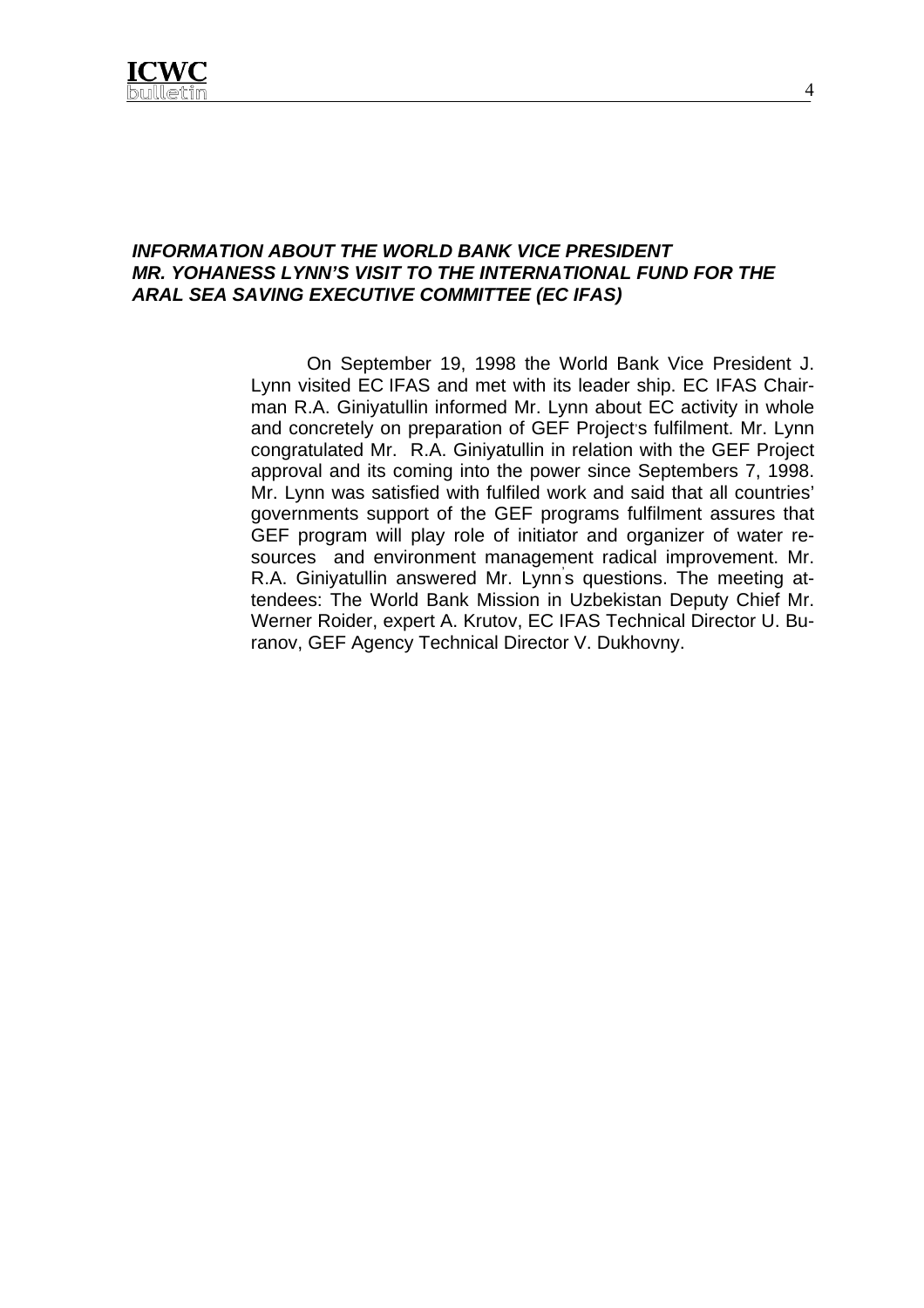## ***INFORMATION ABOUT THE WORLD BANK VICE PRESIDENT MR. YOHANESS LYNN'S VISIT TO THE INTERNATIONAL FUND FOR THE ARAL SEA SAVING EXECUTIVE COMMITTEE (EC IFAS)***

On September 19, 1998 the World Bank Vice President J. Lynn visited EC IFAS and met with its leader ship. EC IFAS Chairman R.A. Giniyatullin informed Mr. Lynn about EC activity in whole and concretely on preparation of GEF Project's fulfilment. Mr. Lynn congratulated Mr. R.A. Giniyatullin in relation with the GEF Project approval and its coming into the power since Septembers 7, 1998. Mr. Lynn was satisfied with fulfiled work and said that all countries' governments support of the GEF programs fulfilment assures that GEF program will play role of initiator and organizer of water resources and environment management radical improvement. Mr. R.A. Giniyatullin answered Mr. Lynn's questions. The meeting attendees: The World Bank Mission in Uzbekistan Deputy Chief Mr. Werner Roider, expert A. Krutov, EC IFAS Technical Director U. Buranov, GEF Agency Technical Director V. Dukhovny.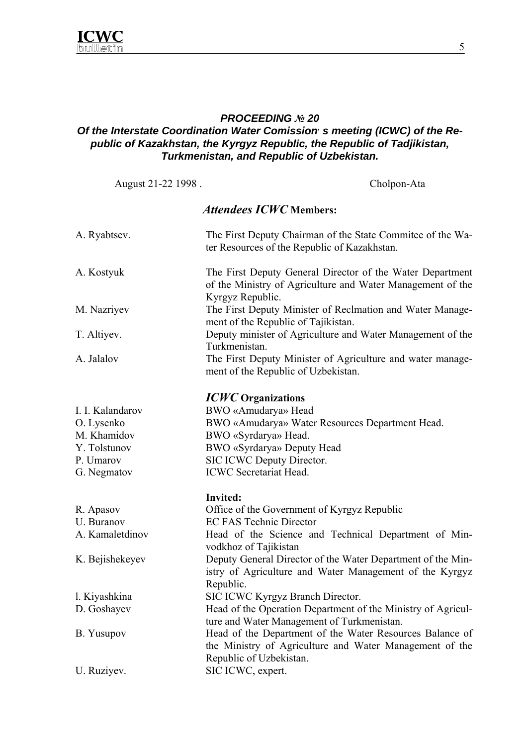## ***PROCEEDING № 20***
## ***Of the Interstate Coordination Water Comission' s meeting (ICWC) of the Republic of Kazakhstan, the Kyrgyz Republic, the Republic of Tadjikistan, Turkmenistan, and Republic of Uzbekistan.***

August 21-22 1998 . Cholpon-Ata

### *Attendees ICWC* **Members:**

| | |
|---|---|
| A. Ryabtsev. | The First Deputy Chairman of the State Commitee of the Water Resources of the Republic of Kazakhstan. |
| A. Kostyuk | The First Deputy General Director of the Water Department of the Ministry of Agriculture and Water Management of the Kyrgyz Republic. |
| M. Nazriyev | The First Deputy Minister of Reclmation and Water Management of the Republic of Tajikistan. |
| T. Altiyev. | Deputy minister of Agriculture and Water Management of the Turkmenistan. |
| A. Jalalov | The First Deputy Minister of Agriculture and water management of the Republic of Uzbekistan. |

### *ICWC* **Organizations**

| | |
|---|---|
| I. I. Kalandarov | BWO «Amudarya» Head |
| O. Lysenko | BWO «Amudarya» Water Resources Department Head. |
| M. Khamidov | BWO «Syrdarya» Head. |
| Y. Tolstunov | BWO «Syrdarya» Deputy Head |
| P. Umarov | SIC ICWC Deputy Director. |
| G. Negmatov | ICWC Secretariat Head. |

**Invited:**

| | |
|---|---|
| R. Apasov | Office of the Government of Kyrgyz Republic |
| U. Buranov | EC FAS Technic Director |
| A. Kamaletdinov | Head of the Science and Technical Department of Minvodkhoz of Tajikistan |
| K. Bejishekeyev | Deputy General Director of the Water Department of the Ministry of Agriculture and Water Management of the Kyrgyz Republic. |
| l. Kiyashkina | SIC ICWC Kyrgyz Branch Director. |
| D. Goshayev | Head of the Operation Department of the Ministry of Agriculture and Water Management of Turkmenistan. |
| B. Yusupov | Head of the Department of the Water Resources Balance of the Ministry of Agriculture and Water Management of the Republic of Uzbekistan. |
| U. Ruziyev. | SIC ICWC, expert. |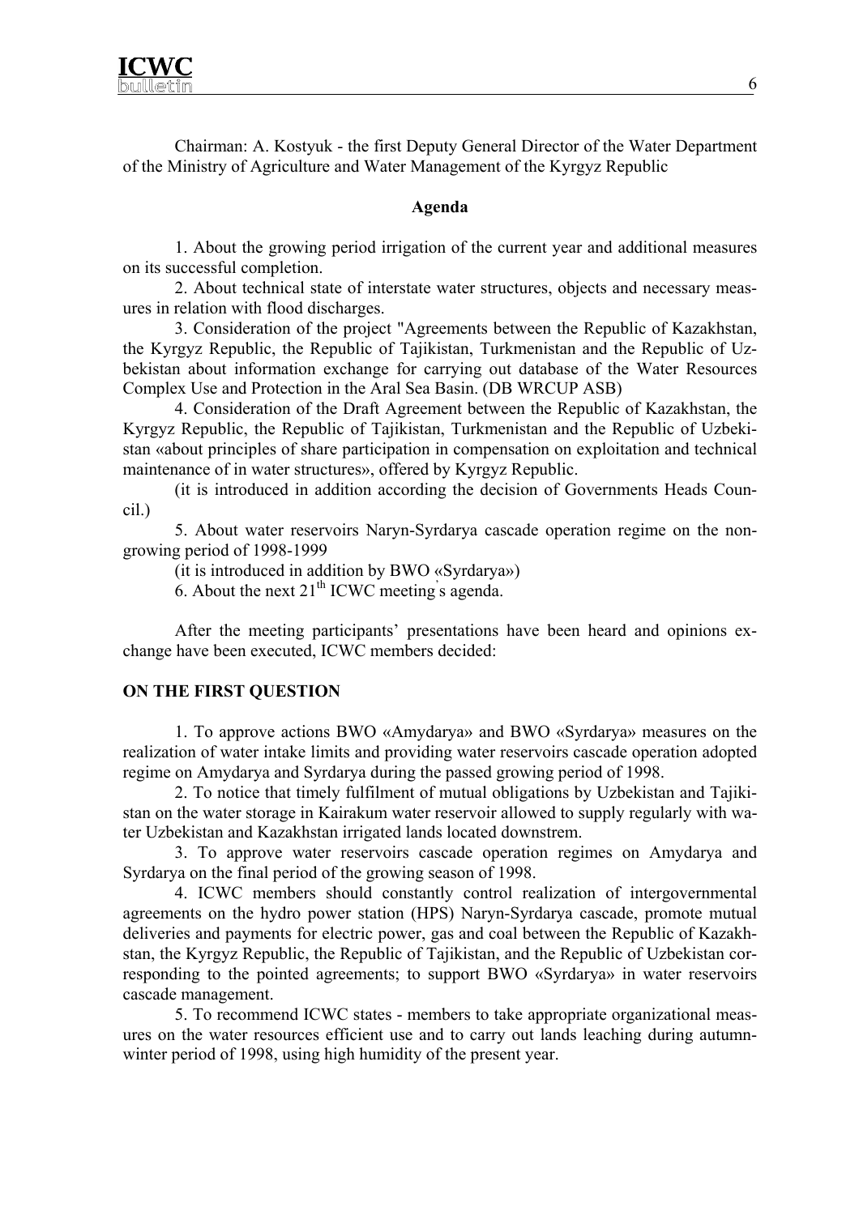Chairman: A. Kostyuk - the first Deputy General Director of the Water Department of the Ministry of Agriculture and Water Management of the Kyrgyz Republic

**Agenda**

1. About the growing period irrigation of the current year and additional measures on its successful completion.

2. About technical state of interstate water structures, objects and necessary measures in relation with flood discharges.

3. Consideration of the project "Agreements between the Republic of Kazakhstan, the Kyrgyz Republic, the Republic of Tajikistan, Turkmenistan and the Republic of Uzbekistan about information exchange for carrying out database of the Water Resources Complex Use and Protection in the Aral Sea Basin. (DB WRCUP ASB)

4. Consideration of the Draft Agreement between the Republic of Kazakhstan, the Kyrgyz Republic, the Republic of Tajikistan, Turkmenistan and the Republic of Uzbekistan «about principles of share participation in compensation on exploitation and technical maintenance of in water structures», offered by Kyrgyz Republic.

(it is introduced in addition according the decision of Governments Heads Council.)

5. About water reservoirs Naryn-Syrdarya cascade operation regime on the non-growing period of 1998-1999

(it is introduced in addition by BWO «Syrdarya»)

6. About the next 21th ICWC meeting's agenda.

After the meeting participants' presentations have been heard and opinions exchange have been executed, ICWC members decided:

**ON THE FIRST QUESTION**

1. To approve actions BWO «Amydarya» and BWO «Syrdarya» measures on the realization of water intake limits and providing water reservoirs cascade operation adopted regime on Amydarya and Syrdarya during the passed growing period of 1998.

2. To notice that timely fulfilment of mutual obligations by Uzbekistan and Tajikistan on the water storage in Kairakum water reservoir allowed to supply regularly with water Uzbekistan and Kazakhstan irrigated lands located downstrem.

3. To approve water reservoirs cascade operation regimes on Amydarya and Syrdarya on the final period of the growing season of 1998.

4. ICWC members should constantly control realization of intergovernmental agreements on the hydro power station (HPS) Naryn-Syrdarya cascade, promote mutual deliveries and payments for electric power, gas and coal between the Republic of Kazakhstan, the Kyrgyz Republic, the Republic of Tajikistan, and the Republic of Uzbekistan corresponding to the pointed agreements; to support BWO «Syrdarya» in water reservoirs cascade management.

5. To recommend ICWC states - members to take appropriate organizational measures on the water resources efficient use and to carry out lands leaching during autumn-winter period of 1998, using high humidity of the present year.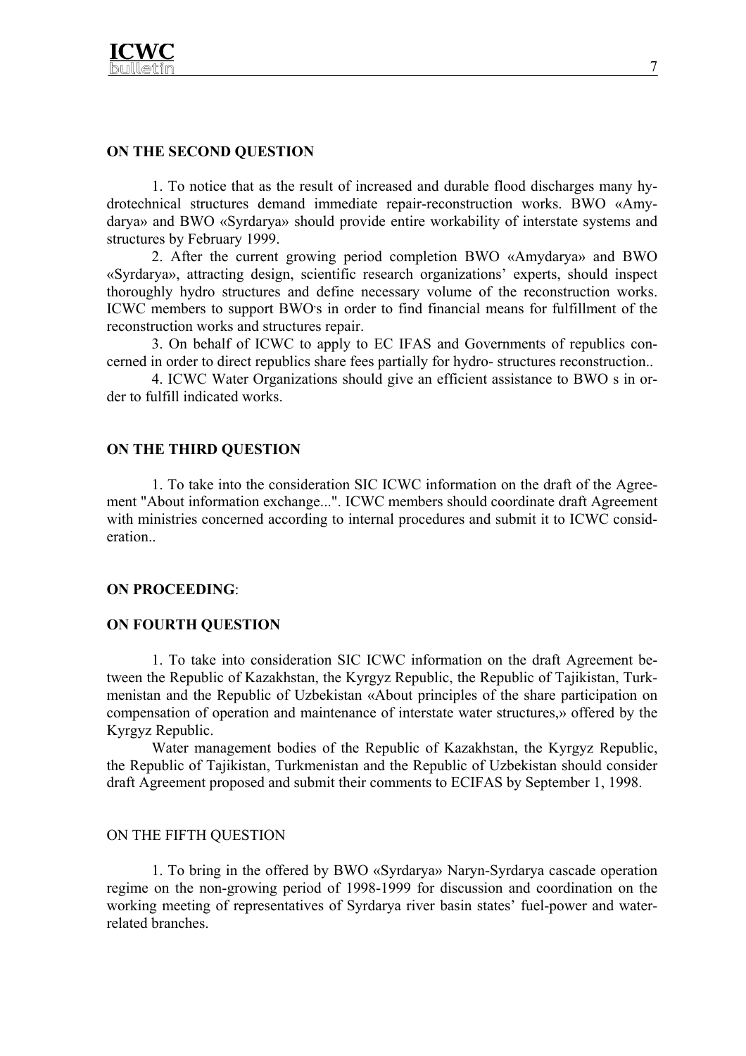**ON THE SECOND QUESTION**

1. To notice that as the result of increased and durable flood discharges many hydrotechnical structures demand immediate repair-reconstruction works. BWO «Amydarya» and BWO «Syrdarya» should provide entire workability of interstate systems and structures by February 1999.

2. After the current growing period completion BWO «Amydarya» and BWO «Syrdarya», attracting design, scientific research organizations' experts, should inspect thoroughly hydro structures and define necessary volume of the reconstruction works. ICWC members to support BWO's in order to find financial means for fulfillment of the reconstruction works and structures repair.

3. On behalf of ICWC to apply to EC IFAS and Governments of republics concerned in order to direct republics share fees partially for hydro- structures reconstruction..

4. ICWC Water Organizations should give an efficient assistance to BWO s in order to fulfill indicated works.

**ON THE THIRD QUESTION**

1. To take into the consideration SIC ICWC information on the draft of the Agreement "About information exchange...". ICWC members should coordinate draft Agreement with ministries concerned according to internal procedures and submit it to ICWC consideration..

**ON PROCEEDING**:

**ON FOURTH QUESTION**

1. To take into consideration SIC ICWC information on the draft Agreement between the Republic of Kazakhstan, the Kyrgyz Republic, the Republic of Tajikistan, Turkmenistan and the Republic of Uzbekistan «About principles of the share participation on compensation of operation and maintenance of interstate water structures,» offered by the Kyrgyz Republic.

Water management bodies of the Republic of Kazakhstan, the Kyrgyz Republic, the Republic of Tajikistan, Turkmenistan and the Republic of Uzbekistan should consider draft Agreement proposed and submit their comments to ECIFAS by September 1, 1998.

ON THE FIFTH QUESTION

1. To bring in the offered by BWO «Syrdarya» Naryn-Syrdarya cascade operation regime on the non-growing period of 1998-1999 for discussion and coordination on the working meeting of representatives of Syrdarya river basin states' fuel-power and water-related branches.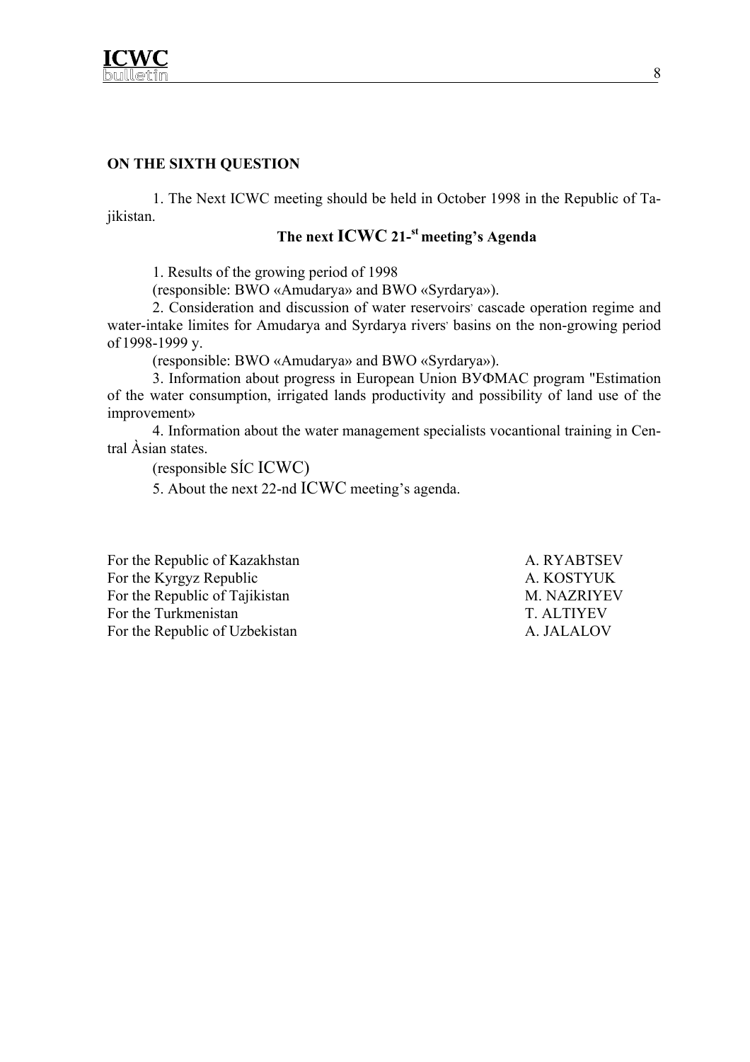**ON THE SIXTH QUESTION**

1. The Next ICWC meeting should be held in October 1998 in the Republic of Tajikistan.

### The next ICWC 21-st meeting's Agenda

1. Results of the growing period of 1998
(responsible: BWO «Amudarya» and BWO «Syrdarya»).

2. Consideration and discussion of water reservoirs' cascade operation regime and water-intake limites for Amudarya and Syrdarya rivers' basins on the non-growing period of 1998-1999 y.
(responsible: BWO «Amudarya» and BWO «Syrdarya»).

3. Information about progress in European Union ВУФМАС program "Estimation of the water consumption, irrigated lands productivity and possibility of land use of the improvement»

4. Information about the water management specialists vocantional training in Central Àsian states.
(responsible SÍC ICWC)

5. About the next 22-nd ICWC meeting's agenda.

| | |
|---|---|
| For the Republic of Kazakhstan | A. RYABTSEV |
| For the Kyrgyz Republic | A. KOSTYUK |
| For the Republic of Tajikistan | M. NAZRIYEV |
| For the Turkmenistan | T. ALTIYEV |
| For the Republic of Uzbekistan | A. JALALOV |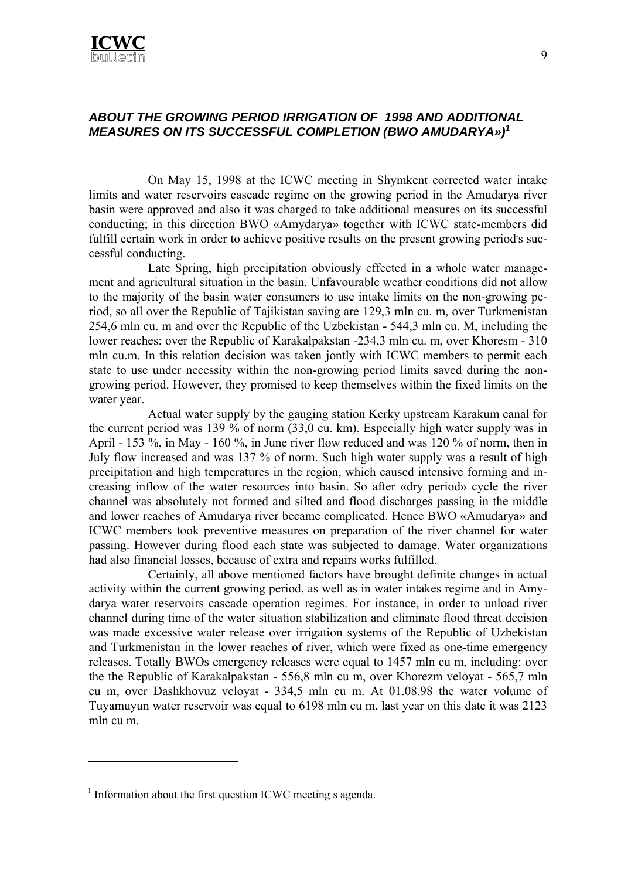### *ABOUT THE GROWING PERIOD IRRIGATION OF 1998 AND ADDITIONAL MEASURES ON ITS SUCCESSFUL COMPLETION (BWO AMUDARYA»)*[1]

On May 15, 1998 at the ICWC meeting in Shymkent corrected water intake limits and water reservoirs cascade regime on the growing period in the Amudarya river basin were approved and also it was charged to take additional measures on its successful conducting; in this direction BWO «Amydarya» together with ICWC state-members did fulfill certain work in order to achieve positive results on the present growing period's successful conducting.

Late Spring, high precipitation obviously effected in a whole water management and agricultural situation in the basin. Unfavourable weather conditions did not allow to the majority of the basin water consumers to use intake limits on the non-growing period, so all over the Republic of Tajikistan saving are 129,3 mln cu. m, over Turkmenistan 254,6 mln cu. m and over the Republic of the Uzbekistan - 544,3 mln cu. M, including the lower reaches: over the Republic of Karakalpakstan -234,3 mln cu. m, over Khoresm - 310 mln cu.m. In this relation decision was taken jontly with ICWC members to permit each state to use under necessity within the non-growing period limits saved during the non-growing period. However, they promised to keep themselves within the fixed limits on the water year.

Actual water supply by the gauging station Kerky upstream Karakum canal for the current period was 139 % of norm (33,0 cu. km). Especially high water supply was in April - 153 %, in May - 160 %, in June river flow reduced and was 120 % of norm, then in July flow increased and was 137 % of norm. Such high water supply was a result of high precipitation and high temperatures in the region, which caused intensive forming and increasing inflow of the water resources into basin. So after «dry period» cycle the river channel was absolutely not formed and silted and flood discharges passing in the middle and lower reaches of Amudarya river became complicated. Hence BWO «Amudarya» and ICWC members took preventive measures on preparation of the river channel for water passing. However during flood each state was subjected to damage. Water organizations had also financial losses, because of extra and repairs works fulfilled.

Certainly, all above mentioned factors have brought definite changes in actual activity within the current growing period, as well as in water intakes regime and in Amydarya water reservoirs cascade operation regimes. For instance, in order to unload river channel during time of the water situation stabilization and eliminate flood threat decision was made excessive water release over irrigation systems of the Republic of Uzbekistan and Turkmenistan in the lower reaches of river, which were fixed as one-time emergency releases. Totally BWOs emergency releases were equal to 1457 mln cu m, including: over the the Republic of Karakalpakstan - 556,8 mln cu m, over Khorezm veloyat - 565,7 mln cu m, over Dashkhovuz veloyat - 334,5 mln cu m. At 01.08.98 the water volume of Tuyamuyun water reservoir was equal to 6198 mln cu m, last year on this date it was 2123 mln cu m.

---

[1] Information about the first question ICWC meeting s agenda.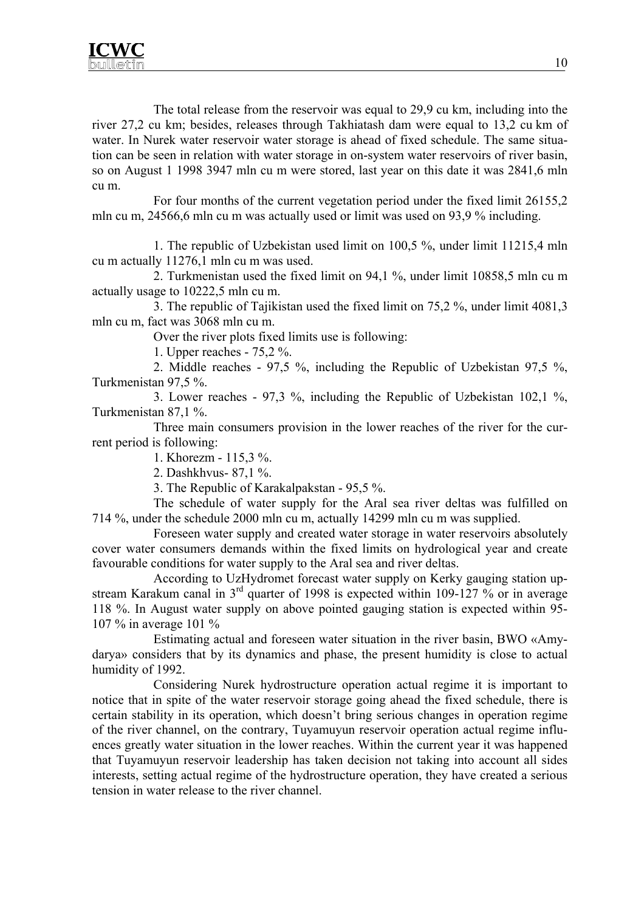The total release from the reservoir was equal to 29,9 cu km, including into the river 27,2 cu km; besides, releases through Takhiatash dam were equal to 13,2 cu km of water. In Nurek water reservoir water storage is ahead of fixed schedule. The same situation can be seen in relation with water storage in on-system water reservoirs of river basin, so on August 1 1998 3947 mln cu m were stored, last year on this date it was 2841,6 mln cu m.

For four months of the current vegetation period under the fixed limit 26155,2 mln cu m, 24566,6 mln cu m was actually used or limit was used on 93,9 % including.

1. The republic of Uzbekistan used limit on 100,5 %, under limit 11215,4 mln cu m actually 11276,1 mln cu m was used.

2. Turkmenistan used the fixed limit on 94,1 %, under limit 10858,5 mln cu m actually usage to 10222,5 mln cu m.

3. The republic of Tajikistan used the fixed limit on 75,2 %, under limit 4081,3 mln cu m, fact was 3068 mln cu m.

Over the river plots fixed limits use is following:

1. Upper reaches - 75,2 %.

2. Middle reaches - 97,5 %, including the Republic of Uzbekistan 97,5 %, Turkmenistan 97,5 %.

3. Lower reaches - 97,3 %, including the Republic of Uzbekistan 102,1 %, Turkmenistan 87,1 %.

Three main consumers provision in the lower reaches of the river for the current period is following:

1. Khorezm - 115,3 %.

2. Dashkhvus- 87,1 %.

3. The Republic of Karakalpakstan - 95,5 %.

The schedule of water supply for the Aral sea river deltas was fulfilled on 714 %, under the schedule 2000 mln cu m, actually 14299 mln cu m was supplied.

Foreseen water supply and created water storage in water reservoirs absolutely cover water consumers demands within the fixed limits on hydrological year and create favourable conditions for water supply to the Aral sea and river deltas.

According to UzHydromet forecast water supply on Kerky gauging station upstream Karakum canal in 3rd quarter of 1998 is expected within 109-127 % or in average 118 %. In August water supply on above pointed gauging station is expected within 95-107 % in average 101 %

Estimating actual and foreseen water situation in the river basin, BWO «Amydarya» considers that by its dynamics and phase, the present humidity is close to actual humidity of 1992.

Considering Nurek hydrostructure operation actual regime it is important to notice that in spite of the water reservoir storage going ahead the fixed schedule, there is certain stability in its operation, which doesn't bring serious changes in operation regime of the river channel, on the contrary, Tuyamuyun reservoir operation actual regime influences greatly water situation in the lower reaches. Within the current year it was happened that Tuyamuyun reservoir leadership has taken decision not taking into account all sides interests, setting actual regime of the hydrostructure operation, they have created a serious tension in water release to the river channel.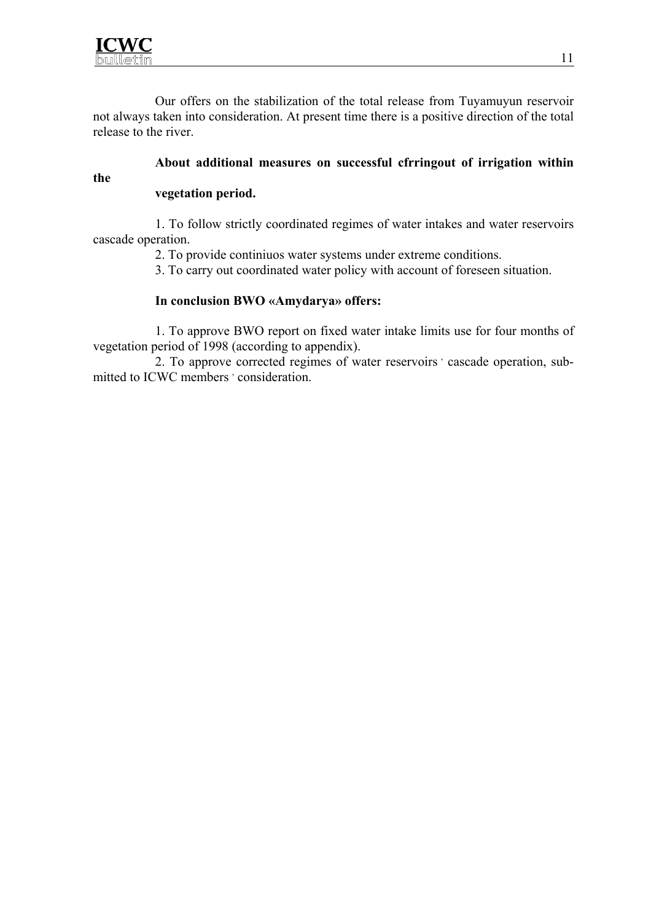Our offers on the stabilization of the total release from Tuyamuyun reservoir not always taken into consideration. At present time there is a positive direction of the total release to the river.

**About additional measures on successful cfrringout of irrigation within the vegetation period.**

1. To follow strictly coordinated regimes of water intakes and water reservoirs cascade operation.
2. To provide continiuos water systems under extreme conditions.
3. To carry out coordinated water policy with account of foreseen situation.

**In conclusion BWO «Amydarya» offers:**

1. To approve BWO report on fixed water intake limits use for four months of vegetation period of 1998 (according to appendix).
2. To approve corrected regimes of water reservoirs' cascade operation, submitted to ICWC members' consideration.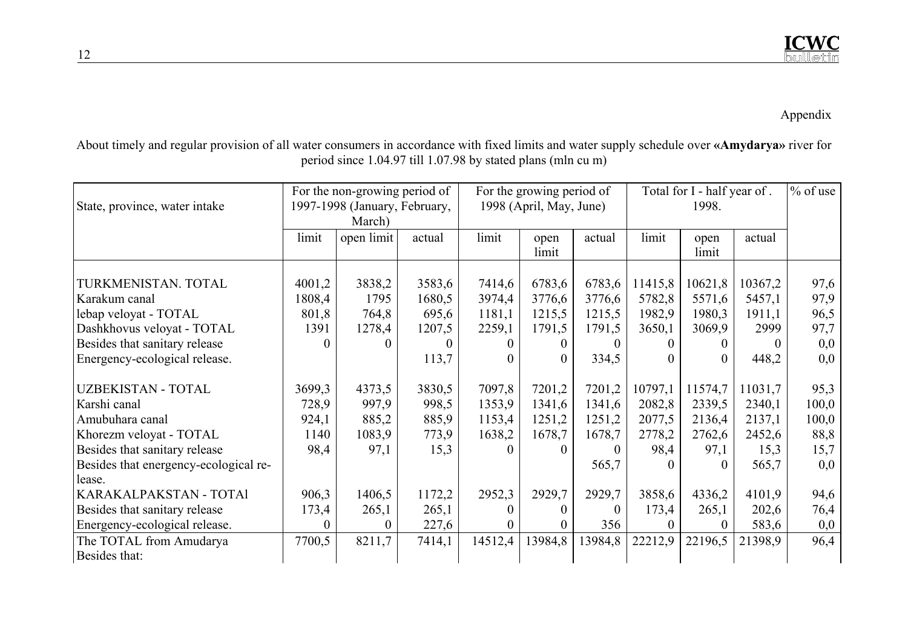Appendix

About timely and regular provision of all water consumers in accordance with fixed limits and water supply schedule over **«Amydarya»** river for period since 1.04.97 till 1.07.98 by stated plans (mln cu m)

| State, province, water intake | For the non-growing period of 1997-1998 (January, February, March) | | | For the growing period of 1998 (April, May, June) | | | Total for I - half year of . 1998. | | | % of use |
|---|---|---|---|---|---|---|---|---|---|---|
| | limit | open limit | actual | limit | open limit | actual | limit | open limit | actual | |
| TURKMENISTAN. TOTAL | 4001,2 | 3838,2 | 3583,6 | 7414,6 | 6783,6 | 6783,6 | 11415,8 | 10621,8 | 10367,2 | 97,6 |
| Karakum canal | 1808,4 | 1795 | 1680,5 | 3974,4 | 3776,6 | 3776,6 | 5782,8 | 5571,6 | 5457,1 | 97,9 |
| lebap veloyat - TOTAL | 801,8 | 764,8 | 695,6 | 1181,1 | 1215,5 | 1215,5 | 1982,9 | 1980,3 | 1911,1 | 96,5 |
| Dashkhovus veloyat - TOTAL | 1391 | 1278,4 | 1207,5 | 2259,1 | 1791,5 | 1791,5 | 3650,1 | 3069,9 | 2999 | 97,7 |
| Besides that sanitary release | 0 | 0 | 0 | 0 | 0 | 0 | 0 | 0 | 0 | 0,0 |
| Energency-ecological release. | | | 113,7 | 0 | 0 | 334,5 | 0 | 0 | 448,2 | 0,0 |
| UZBEKISTAN - TOTAL | 3699,3 | 4373,5 | 3830,5 | 7097,8 | 7201,2 | 7201,2 | 10797,1 | 11574,7 | 11031,7 | 95,3 |
| Karshi canal | 728,9 | 997,9 | 998,5 | 1353,9 | 1341,6 | 1341,6 | 2082,8 | 2339,5 | 2340,1 | 100,0 |
| Amubuhara canal | 924,1 | 885,2 | 885,9 | 1153,4 | 1251,2 | 1251,2 | 2077,5 | 2136,4 | 2137,1 | 100,0 |
| Khorezm veloyat - TOTAL | 1140 | 1083,9 | 773,9 | 1638,2 | 1678,7 | 1678,7 | 2778,2 | 2762,6 | 2452,6 | 88,8 |
| Besides that sanitary release | 98,4 | 97,1 | 15,3 | 0 | 0 | 0 | 98,4 | 97,1 | 15,3 | 15,7 |
| Besides that energency-ecological release. | | | | | | 565,7 | 0 | 0 | 565,7 | 0,0 |
| KARAKALPAKSTAN - TOTAl | 906,3 | 1406,5 | 1172,2 | 2952,3 | 2929,7 | 2929,7 | 3858,6 | 4336,2 | 4101,9 | 94,6 |
| Besides that sanitary release | 173,4 | 265,1 | 265,1 | 0 | 0 | 0 | 173,4 | 265,1 | 202,6 | 76,4 |
| Energency-ecological release. | 0 | 0 | 227,6 | 0 | 0 | 356 | 0 | 0 | 583,6 | 0,0 |
| The TOTAL from Amudarya | 7700,5 | 8211,7 | 7414,1 | 14512,4 | 13984,8 | 13984,8 | 22212,9 | 22196,5 | 21398,9 | 96,4 |
| Besides that: | | | | | | | | | | |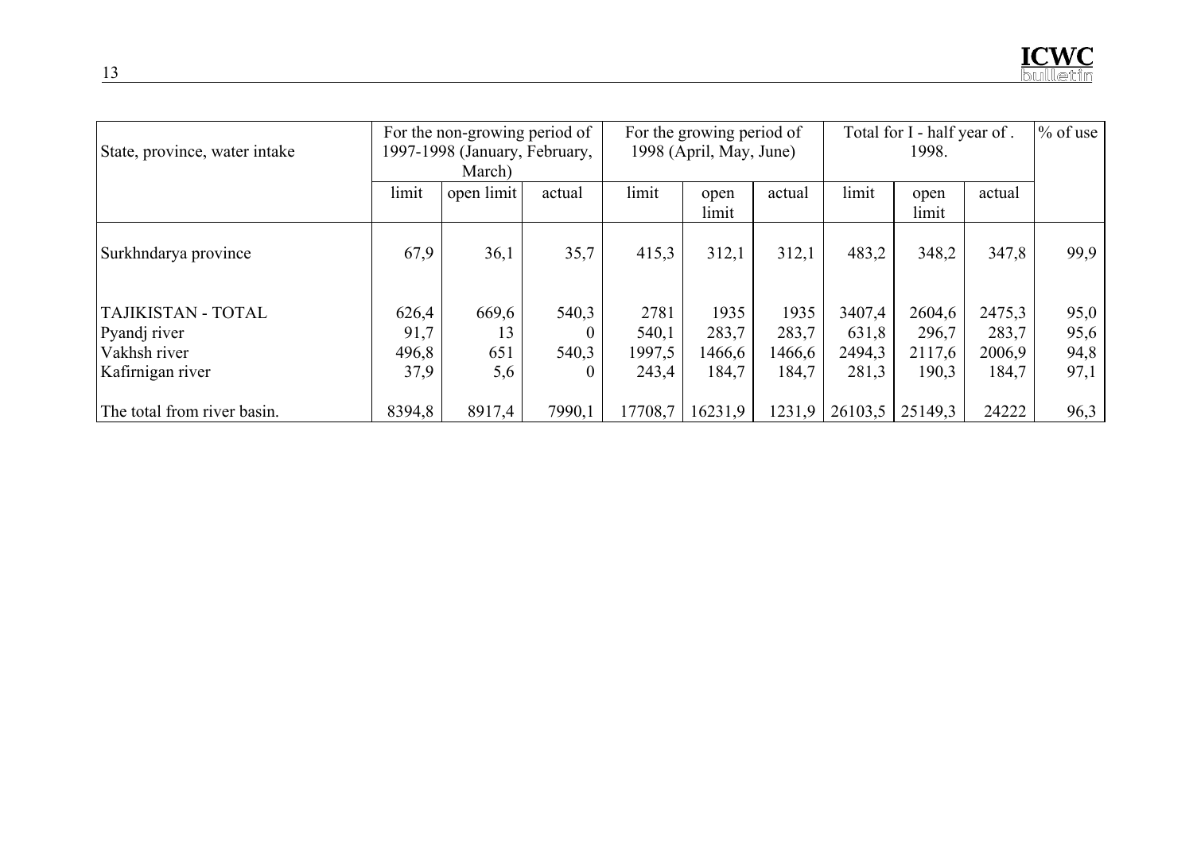| State, province, water intake | For the non-growing period of 1997-1998 (January, February, March) | | | For the growing period of 1998 (April, May, June) | | | Total for I - half year of . 1998. | | | % of use |
|---|---|---|---|---|---|---|---|---|---|---|
| | limit | open limit | actual | limit | open limit | actual | limit | open limit | actual | |
| Surkhndarya province | 67,9 | 36,1 | 35,7 | 415,3 | 312,1 | 312,1 | 483,2 | 348,2 | 347,8 | 99,9 |
| TAJIKISTAN - TOTAL | 626,4 | 669,6 | 540,3 | 2781 | 1935 | 1935 | 3407,4 | 2604,6 | 2475,3 | 95,0 |
| Pyandj river | 91,7 | 13 | 0 | 540,1 | 283,7 | 283,7 | 631,8 | 296,7 | 283,7 | 95,6 |
| Vakhsh river | 496,8 | 651 | 540,3 | 1997,5 | 1466,6 | 1466,6 | 2494,3 | 2117,6 | 2006,9 | 94,8 |
| Kafirnigan river | 37,9 | 5,6 | 0 | 243,4 | 184,7 | 184,7 | 281,3 | 190,3 | 184,7 | 97,1 |
| The total from river basin. | 8394,8 | 8917,4 | 7990,1 | 17708,7 | 16231,9 | 1231,9 | 26103,5 | 25149,3 | 24222 | 96,3 |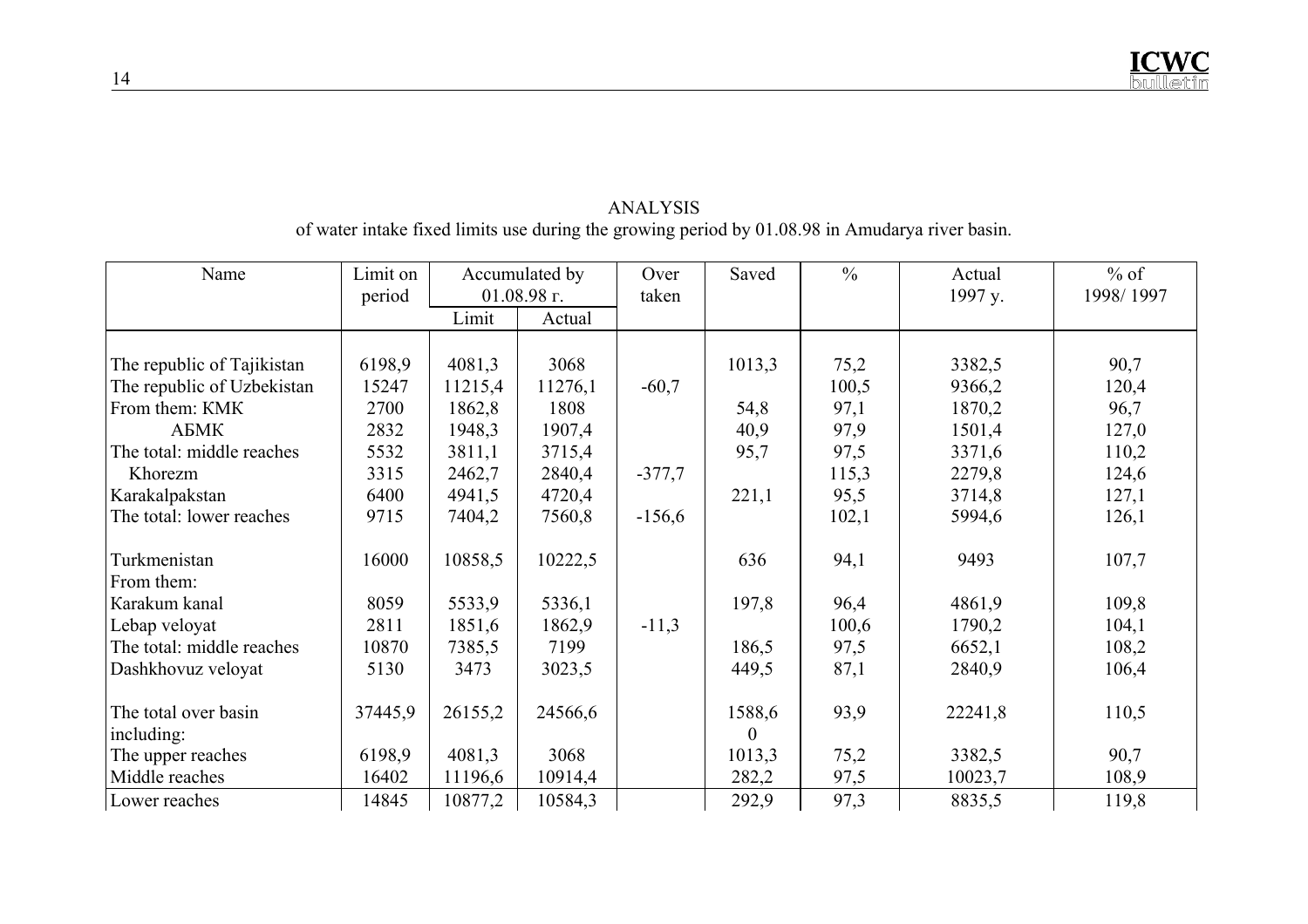ANALYSIS
of water intake fixed limits use during the growing period by 01.08.98 in Amudarya river basin.

| Name | Limit on period | Accumulated by 01.08.98 г. | | Over taken | Saved | % | Actual 1997 y. | % of 1998/ 1997 |
|---|---|---|---|---|---|---|---|---|
| | | Limit | Actual | | | | | |
| The republic of Tajikistan | 6198,9 | 4081,3 | 3068 | | 1013,3 | 75,2 | 3382,5 | 90,7 |
| The republic of Uzbekistan | 15247 | 11215,4 | 11276,1 | -60,7 | | 100,5 | 9366,2 | 120,4 |
| From them: КМК | 2700 | 1862,8 | 1808 | | 54,8 | 97,1 | 1870,2 | 96,7 |
| АБМК | 2832 | 1948,3 | 1907,4 | | 40,9 | 97,9 | 1501,4 | 127,0 |
| The total: middle reaches | 5532 | 3811,1 | 3715,4 | | 95,7 | 97,5 | 3371,6 | 110,2 |
| Khorezm | 3315 | 2462,7 | 2840,4 | -377,7 | | 115,3 | 2279,8 | 124,6 |
| Karakalpakstan | 6400 | 4941,5 | 4720,4 | | 221,1 | 95,5 | 3714,8 | 127,1 |
| The total: lower reaches | 9715 | 7404,2 | 7560,8 | -156,6 | | 102,1 | 5994,6 | 126,1 |
| Turkmenistan | 16000 | 10858,5 | 10222,5 | | 636 | 94,1 | 9493 | 107,7 |
| From them: | | | | | | | | |
| Karakum kanal | 8059 | 5533,9 | 5336,1 | | 197,8 | 96,4 | 4861,9 | 109,8 |
| Lebap veloyat | 2811 | 1851,6 | 1862,9 | -11,3 | | 100,6 | 1790,2 | 104,1 |
| The total: middle reaches | 10870 | 7385,5 | 7199 | | 186,5 | 97,5 | 6652,1 | 108,2 |
| Dashkhovuz veloyat | 5130 | 3473 | 3023,5 | | 449,5 | 87,1 | 2840,9 | 106,4 |
| The total over basin | 37445,9 | 26155,2 | 24566,6 | | 1588,6 | 93,9 | 22241,8 | 110,5 |
| including: | | | | | 0 | | | |
| The upper reaches | 6198,9 | 4081,3 | 3068 | | 1013,3 | 75,2 | 3382,5 | 90,7 |
| Middle reaches | 16402 | 11196,6 | 10914,4 | | 282,2 | 97,5 | 10023,7 | 108,9 |
| Lower reaches | 14845 | 10877,2 | 10584,3 | | 292,9 | 97,3 | 8835,5 | 119,8 |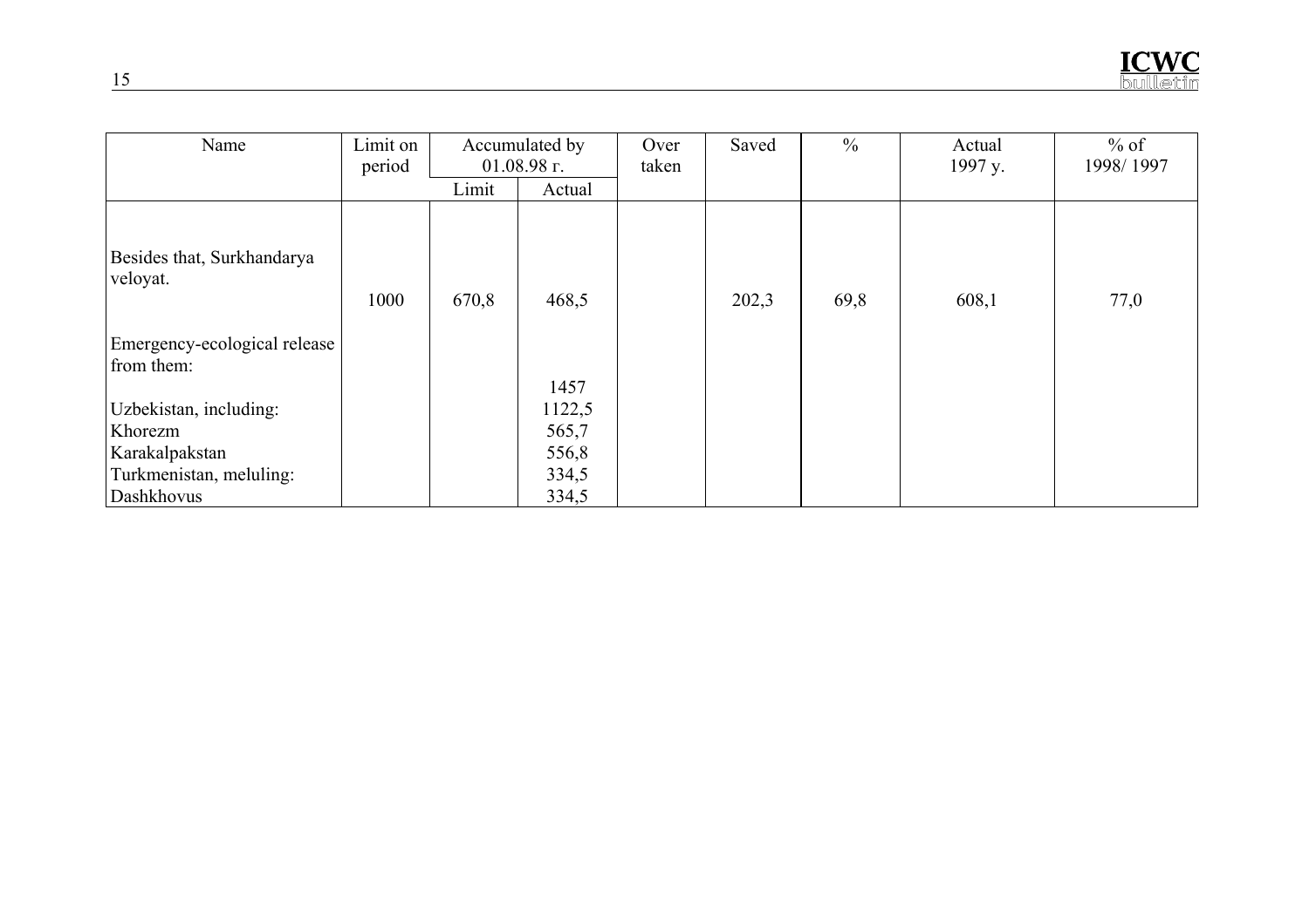| Name | Limit on period | Accumulated by 01.08.98 г. | | Over taken | Saved | % | Actual 1997 y. | % of 1998/ 1997 |
|---|---|---|---|---|---|---|---|---|
| | | Limit | Actual | | | | | |
| Besides that, Surkhandarya veloyat. | 1000 | 670,8 | 468,5 | | 202,3 | 69,8 | 608,1 | 77,0 |
| Emergency-ecological release from them: | | | 1457 | | | | | |
| Uzbekistan, including: | | | 1122,5 | | | | | |
| Khorezm | | | 565,7 | | | | | |
| Karakalpakstan | | | 556,8 | | | | | |
| Turkmenistan, meluling: | | | 334,5 | | | | | |
| Dashkhovus | | | 334,5 | | | | | |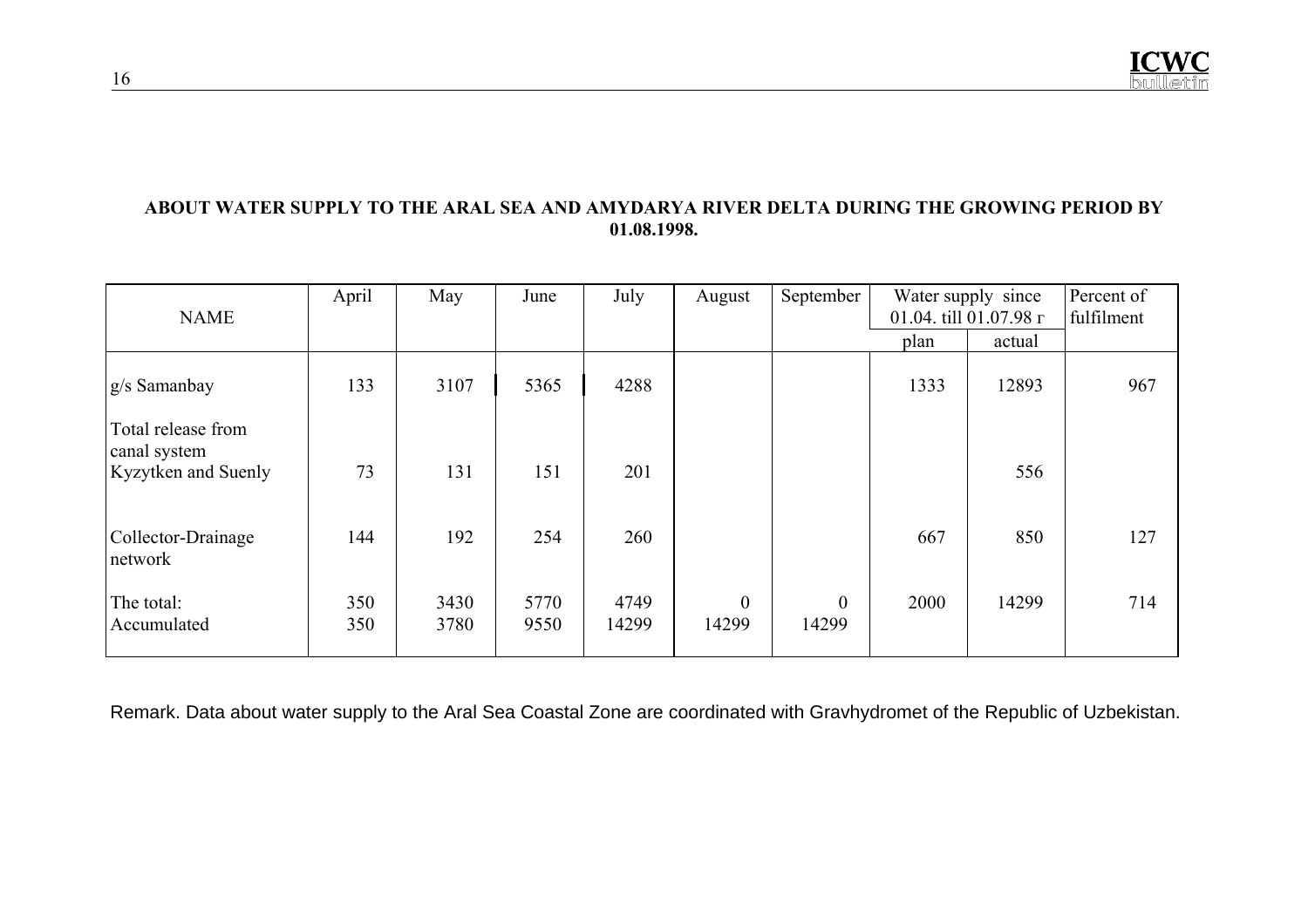**ABOUT WATER SUPPLY TO THE ARAL SEA AND AMYDARYA RIVER DELTA DURING THE GROWING PERIOD BY 01.08.1998.**

| NAME | April | May | June | July | August | September | Water supply since 01.04. till 01.07.98 г | | Percent of fulfilment |
|---|---|---|---|---|---|---|---|---|---|
| | | | | | | | plan | actual | |
| g/s Samanbay | 133 | 3107 | 5365 | 4288 | | | 1333 | 12893 | 967 |
| Total release from canal system Kyzytken and Suenly | 73 | 131 | 151 | 201 | | | | 556 | |
| Collector-Drainage network | 144 | 192 | 254 | 260 | | | 667 | 850 | 127 |
| The total: | 350 | 3430 | 5770 | 4749 | 0 | 0 | 2000 | 14299 | 714 |
| Accumulated | 350 | 3780 | 9550 | 14299 | 14299 | 14299 | | | |

Remark. Data about water supply to the Aral Sea Coastal Zone are coordinated with Gravhydromet of the Republic of Uzbekistan.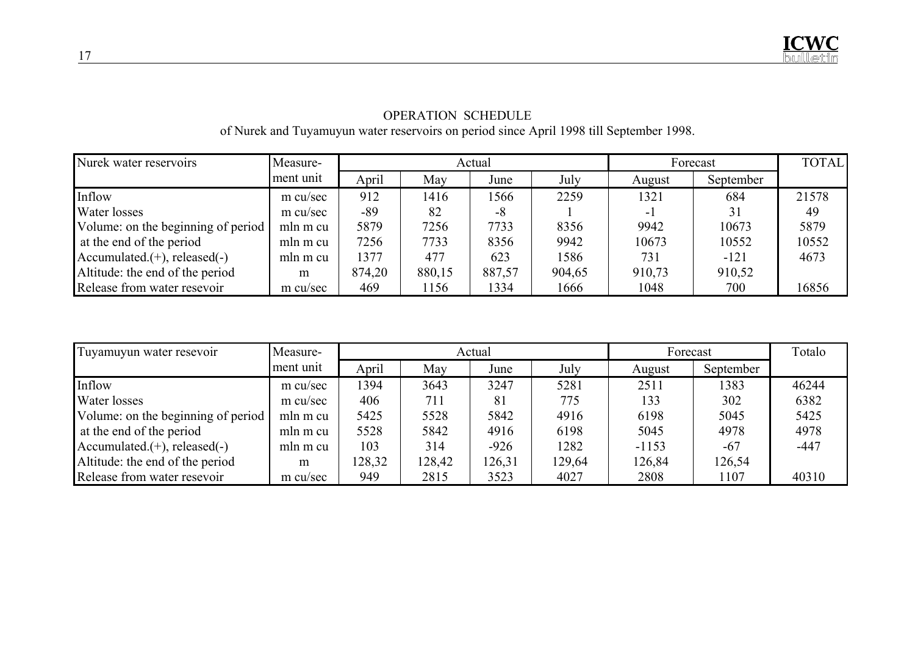# OPERATION SCHEDULE

of Nurek and Tuyamuyun water reservoirs on period since April 1998 till September 1998.

| Nurek water reservoirs | Measure-ment unit | Actual | | | | Forecast | | TOTAL |
|---|---|---|---|---|---|---|---|---|
| | | April | May | June | July | August | September | |
| Inflow | m cu/sec | 912 | 1416 | 1566 | 2259 | 1321 | 684 | 21578 |
| Water losses | m cu/sec | -89 | 82 | -8 | 1 | -1 | 31 | 49 |
| Volume: on the beginning of period | mln m cu | 5879 | 7256 | 7733 | 8356 | 9942 | 10673 | 5879 |
| at the end of the period | mln m cu | 7256 | 7733 | 8356 | 9942 | 10673 | 10552 | 10552 |
| Accumulated.(+), released(-) | mln m cu | 1377 | 477 | 623 | 1586 | 731 | -121 | 4673 |
| Altitude: the end of the period | m | 874,20 | 880,15 | 887,57 | 904,65 | 910,73 | 910,52 | |
| Release from water resevoir | m cu/sec | 469 | 1156 | 1334 | 1666 | 1048 | 700 | 16856 |

| Tuyamuyun water resevoir | Measure-ment unit | Actual | | | | Forecast | | Totalo |
|---|---|---|---|---|---|---|---|---|
| | | April | May | June | July | August | September | |
| Inflow | m cu/sec | 1394 | 3643 | 3247 | 5281 | 2511 | 1383 | 46244 |
| Water losses | m cu/sec | 406 | 711 | 81 | 775 | 133 | 302 | 6382 |
| Volume: on the beginning of period | mln m cu | 5425 | 5528 | 5842 | 4916 | 6198 | 5045 | 5425 |
| at the end of the period | mln m cu | 5528 | 5842 | 4916 | 6198 | 5045 | 4978 | 4978 |
| Accumulated.(+), released(-) | mln m cu | 103 | 314 | -926 | 1282 | -1153 | -67 | -447 |
| Altitude: the end of the period | m | 128,32 | 128,42 | 126,31 | 129,64 | 126,84 | 126,54 | |
| Release from water resevoir | m cu/sec | 949 | 2815 | 3523 | 4027 | 2808 | 1107 | 40310 |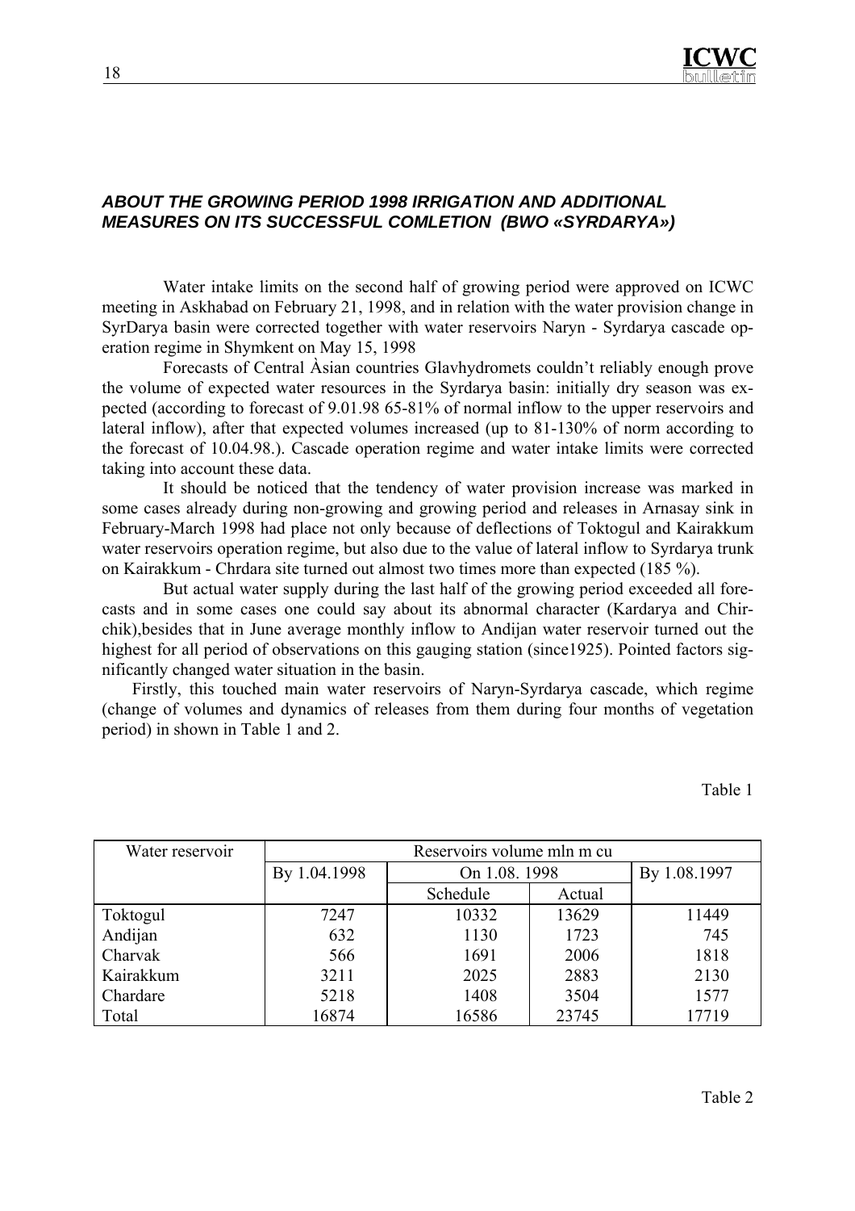## *ABOUT THE GROWING PERIOD 1998 IRRIGATION AND ADDITIONAL MEASURES ON ITS SUCCESSFUL COMLETION (BWO «SYRDARYA»)*

Water intake limits on the second half of growing period were approved on ICWC meeting in Askhabad on February 21, 1998, and in relation with the water provision change in SyrDarya basin were corrected together with water reservoirs Naryn - Syrdarya cascade operation regime in Shymkent on May 15, 1998

Forecasts of Central Àsian countries Glavhydromets couldn't reliably enough prove the volume of expected water resources in the Syrdarya basin: initially dry season was expected (according to forecast of 9.01.98 65-81% of normal inflow to the upper reservoirs and lateral inflow), after that expected volumes increased (up to 81-130% of norm according to the forecast of 10.04.98.). Cascade operation regime and water intake limits were corrected taking into account these data.

It should be noticed that the tendency of water provision increase was marked in some cases already during non-growing and growing period and releases in Arnasay sink in February-March 1998 had place not only because of deflections of Toktogul and Kairakkum water reservoirs operation regime, but also due to the value of lateral inflow to Syrdarya trunk on Kairakkum - Chrdara site turned out almost two times more than expected (185 %).

But actual water supply during the last half of the growing period exceeded all forecasts and in some cases one could say about its abnormal character (Kardarya and Chirchik),besides that in June average monthly inflow to Andijan water reservoir turned out the highest for all period of observations on this gauging station (since1925). Pointed factors significantly changed water situation in the basin.

Firstly, this touched main water reservoirs of Naryn-Syrdarya cascade, which regime (change of volumes and dynamics of releases from them during four months of vegetation period) in shown in Table 1 and 2.

Table 1

| Water reservoir | Reservoirs volume mln m cu | | | |
|---|---|---|---|---|
| | By 1.04.1998 | On 1.08. 1998 | | By 1.08.1997 |
| | | Schedule | Actual | |
| Toktogul | 7247 | 10332 | 13629 | 11449 |
| Andijan | 632 | 1130 | 1723 | 745 |
| Charvak | 566 | 1691 | 2006 | 1818 |
| Kairakkum | 3211 | 2025 | 2883 | 2130 |
| Chardare | 5218 | 1408 | 3504 | 1577 |
| Total | 16874 | 16586 | 23745 | 17719 |

Table 2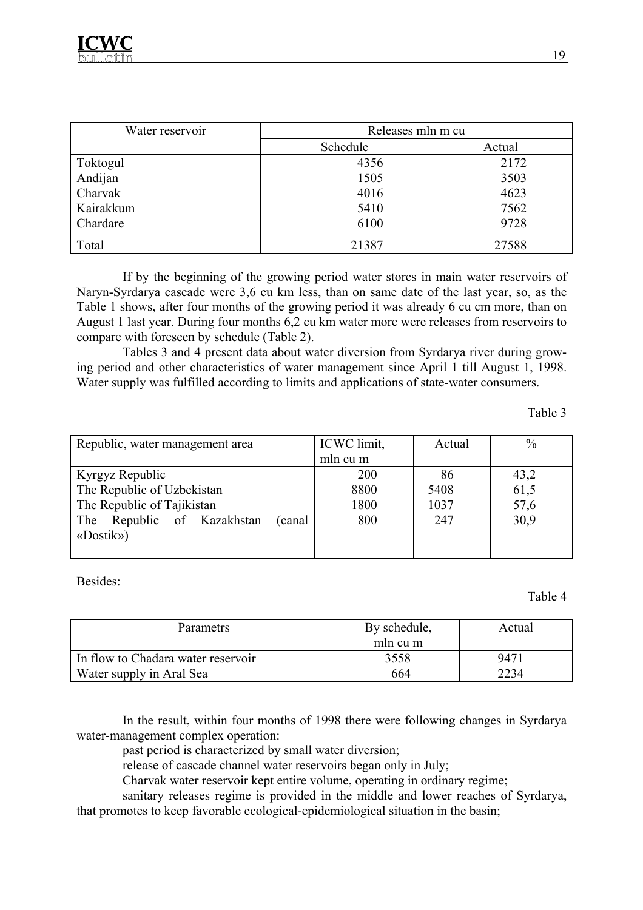| Water reservoir | Releases mln m cu | |
|---|---|---|
| | Schedule | Actual |
| Toktogul | 4356 | 2172 |
| Andijan | 1505 | 3503 |
| Charvak | 4016 | 4623 |
| Kairakkum | 5410 | 7562 |
| Chardare | 6100 | 9728 |
| Total | 21387 | 27588 |

If by the beginning of the growing period water stores in main water reservoirs of Naryn-Syrdarya cascade were 3,6 cu km less, than on same date of the last year, so, as the Table 1 shows, after four months of the growing period it was already 6 cu cm more, than on August 1 last year. During four months 6,2 cu km water more were releases from reservoirs to compare with foreseen by schedule (Table 2).

Tables 3 and 4 present data about water diversion from Syrdarya river during growing period and other characteristics of water management since April 1 till August 1, 1998. Water supply was fulfilled according to limits and applications of state-water consumers.

Table 3

| Republic, water management area | ICWC limit, mln cu m | Actual | % |
|---|---|---|---|
| Kyrgyz Republic | 200 | 86 | 43,2 |
| The Republic of Uzbekistan | 8800 | 5408 | 61,5 |
| The Republic of Tajikistan | 1800 | 1037 | 57,6 |
| The Republic of Kazakhstan (canal «Dostik») | 800 | 247 | 30,9 |

Besides:

Table 4

| Parametrs | By schedule, mln cu m | Actual |
|---|---|---|
| In flow to Chadara water reservoir | 3558 | 9471 |
| Water supply in Aral Sea | 664 | 2234 |

In the result, within four months of 1998 there were following changes in Syrdarya water-management complex operation:

past period is characterized by small water diversion;

release of cascade channel water reservoirs began only in July;

Charvak water reservoir kept entire volume, operating in ordinary regime;

sanitary releases regime is provided in the middle and lower reaches of Syrdarya, that promotes to keep favorable ecological-epidemiological situation in the basin;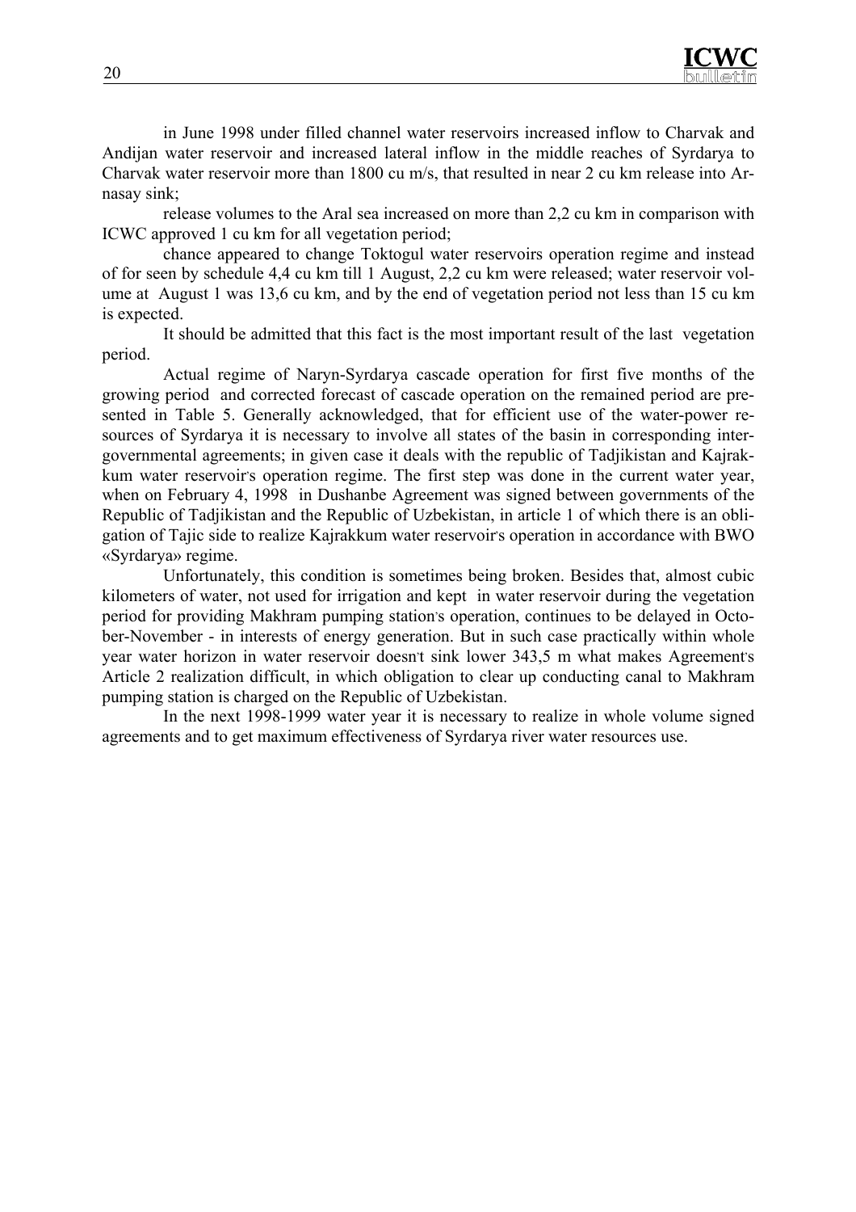in June 1998 under filled channel water reservoirs increased inflow to Charvak and Andijan water reservoir and increased lateral inflow in the middle reaches of Syrdarya to Charvak water reservoir more than 1800 cu m/s, that resulted in near 2 cu km release into Arnasay sink;

release volumes to the Aral sea increased on more than 2,2 cu km in comparison with ICWC approved 1 cu km for all vegetation period;

chance appeared to change Toktogul water reservoirs operation regime and instead of for seen by schedule 4,4 cu km till 1 August, 2,2 cu km were released; water reservoir volume at August 1 was 13,6 cu km, and by the end of vegetation period not less than 15 cu km is expected.

It should be admitted that this fact is the most important result of the last vegetation period.

Actual regime of Naryn-Syrdarya cascade operation for first five months of the growing period and corrected forecast of cascade operation on the remained period are presented in Table 5. Generally acknowledged, that for efficient use of the water-power resources of Syrdarya it is necessary to involve all states of the basin in corresponding intergovernmental agreements; in given case it deals with the republic of Tadjikistan and Kajrakkum water reservoir's operation regime. The first step was done in the current water year, when on February 4, 1998 in Dushanbe Agreement was signed between governments of the Republic of Tadjikistan and the Republic of Uzbekistan, in article 1 of which there is an obligation of Tajic side to realize Kajrakkum water reservoir's operation in accordance with BWO «Syrdarya» regime.

Unfortunately, this condition is sometimes being broken. Besides that, almost cubic kilometers of water, not used for irrigation and kept in water reservoir during the vegetation period for providing Makhram pumping station's operation, continues to be delayed in October-November - in interests of energy generation. But in such case practically within whole year water horizon in water reservoir doesn't sink lower 343,5 m what makes Agreement's Article 2 realization difficult, in which obligation to clear up conducting canal to Makhram pumping station is charged on the Republic of Uzbekistan.

In the next 1998-1999 water year it is necessary to realize in whole volume signed agreements and to get maximum effectiveness of Syrdarya river water resources use.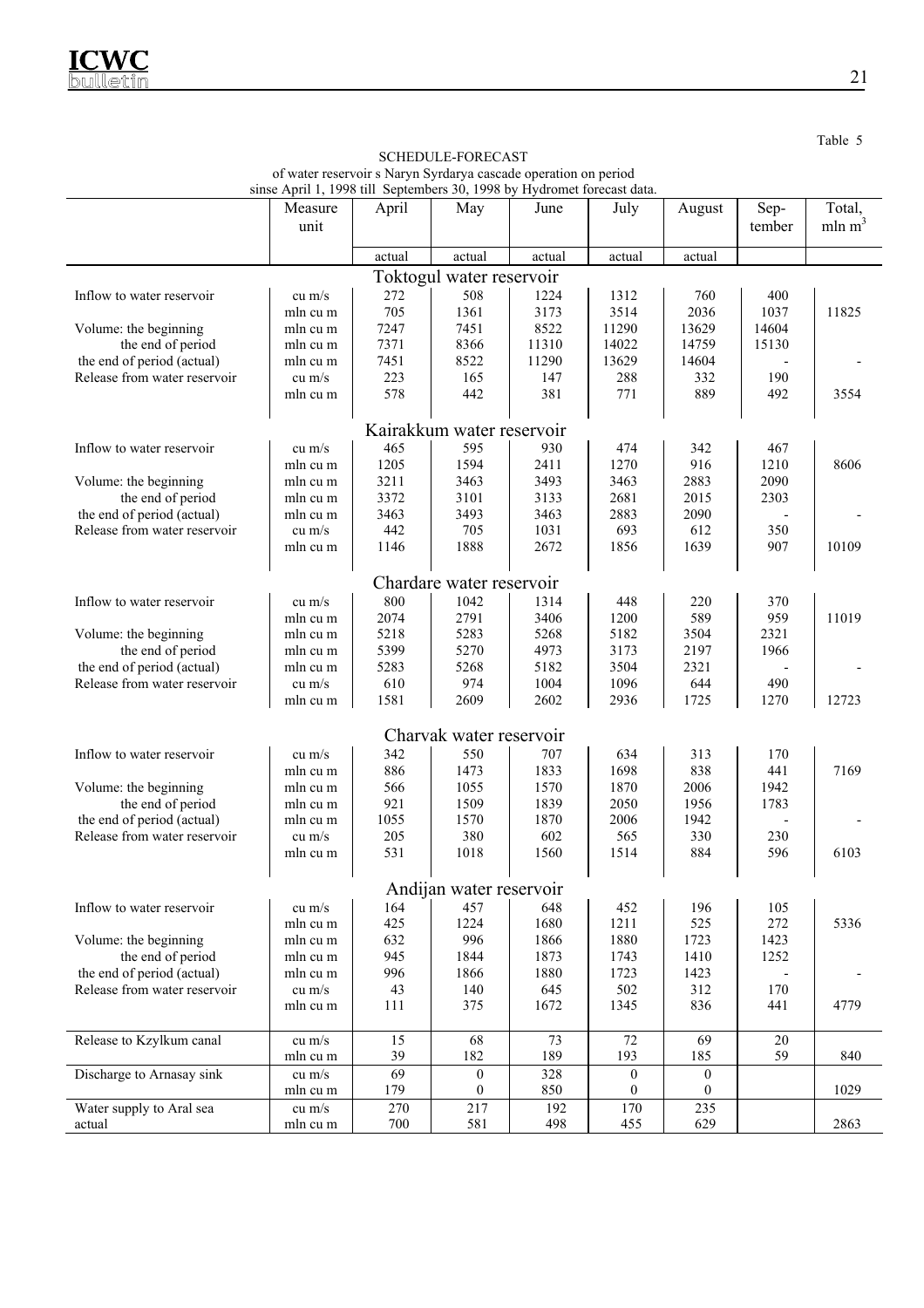Table 5

SCHEDULE-FORECAST
of water reservoir s Naryn Syrdarya cascade operation on period
sinse April 1, 1998 till Septembers 30, 1998 by Hydromet forecast data.

| | Measure unit | April | May | June | July | August | Sep-tember | Total, mln $m^3$ |
|---|---|---|---|---|---|---|---|---|
| | | actual | actual | actual | actual | actual | | |
| **Toktogul water reservoir** | | | | | | | | |
| Inflow to water reservoir | cu m/s | 272 | 508 | 1224 | 1312 | 760 | 400 | |
| | mln cu m | 705 | 1361 | 3173 | 3514 | 2036 | 1037 | 11825 |
| Volume: the beginning | mln cu m | 7247 | 7451 | 8522 | 11290 | 13629 | 14604 | |
| the end of period | mln cu m | 7371 | 8366 | 11310 | 14022 | 14759 | 15130 | |
| the end of period (actual) | mln cu m | 7451 | 8522 | 11290 | 13629 | 14604 | - | - |
| Release from water reservoir | cu m/s | 223 | 165 | 147 | 288 | 332 | 190 | |
| | mln cu m | 578 | 442 | 381 | 771 | 889 | 492 | 3554 |
| **Kairakkum water reservoir** | | | | | | | | |
| Inflow to water reservoir | cu m/s | 465 | 595 | 930 | 474 | 342 | 467 | |
| | mln cu m | 1205 | 1594 | 2411 | 1270 | 916 | 1210 | 8606 |
| Volume: the beginning | mln cu m | 3211 | 3463 | 3493 | 3463 | 2883 | 2090 | |
| the end of period | mln cu m | 3372 | 3101 | 3133 | 2681 | 2015 | 2303 | |
| the end of period (actual) | mln cu m | 3463 | 3493 | 3463 | 2883 | 2090 | - | - |
| Release from water reservoir | cu m/s | 442 | 705 | 1031 | 693 | 612 | 350 | |
| | mln cu m | 1146 | 1888 | 2672 | 1856 | 1639 | 907 | 10109 |
| **Chardare water reservoir** | | | | | | | | |
| Inflow to water reservoir | cu m/s | 800 | 1042 | 1314 | 448 | 220 | 370 | |
| | mln cu m | 2074 | 2791 | 3406 | 1200 | 589 | 959 | 11019 |
| Volume: the beginning | mln cu m | 5218 | 5283 | 5268 | 5182 | 3504 | 2321 | |
| the end of period | mln cu m | 5399 | 5270 | 4973 | 3173 | 2197 | 1966 | |
| the end of period (actual) | mln cu m | 5283 | 5268 | 5182 | 3504 | 2321 | - | - |
| Release from water reservoir | cu m/s | 610 | 974 | 1004 | 1096 | 644 | 490 | |
| | mln cu m | 1581 | 2609 | 2602 | 2936 | 1725 | 1270 | 12723 |
| **Charvak water reservoir** | | | | | | | | |
| Inflow to water reservoir | cu m/s | 342 | 550 | 707 | 634 | 313 | 170 | |
| | mln cu m | 886 | 1473 | 1833 | 1698 | 838 | 441 | 7169 |
| Volume: the beginning | mln cu m | 566 | 1055 | 1570 | 1870 | 2006 | 1942 | |
| the end of period | mln cu m | 921 | 1509 | 1839 | 2050 | 1956 | 1783 | |
| the end of period (actual) | mln cu m | 1055 | 1570 | 1870 | 2006 | 1942 | - | - |
| Release from water reservoir | cu m/s | 205 | 380 | 602 | 565 | 330 | 230 | |
| | mln cu m | 531 | 1018 | 1560 | 1514 | 884 | 596 | 6103 |
| **Andijan water reservoir** | | | | | | | | |
| Inflow to water reservoir | cu m/s | 164 | 457 | 648 | 452 | 196 | 105 | |
| | mln cu m | 425 | 1224 | 1680 | 1211 | 525 | 272 | 5336 |
| Volume: the beginning | mln cu m | 632 | 996 | 1866 | 1880 | 1723 | 1423 | |
| the end of period | mln cu m | 945 | 1844 | 1873 | 1743 | 1410 | 1252 | |
| the end of period (actual) | mln cu m | 996 | 1866 | 1880 | 1723 | 1423 | - | - |
| Release from water reservoir | cu m/s | 43 | 140 | 645 | 502 | 312 | 170 | |
| | mln cu m | 111 | 375 | 1672 | 1345 | 836 | 441 | 4779 |
| Release to Kzylkum canal | cu m/s | 15 | 68 | 73 | 72 | 69 | 20 | |
| | mln cu m | 39 | 182 | 189 | 193 | 185 | 59 | 840 |
| Discharge to Arnasay sink | cu m/s | 69 | 0 | 328 | 0 | 0 | | |
| | mln cu m | 179 | 0 | 850 | 0 | 0 | | 1029 |
| Water supply to Aral sea actual | cu m/s | 270 | 217 | 192 | 170 | 235 | | |
| | mln cu m | 700 | 581 | 498 | 455 | 629 | | 2863 |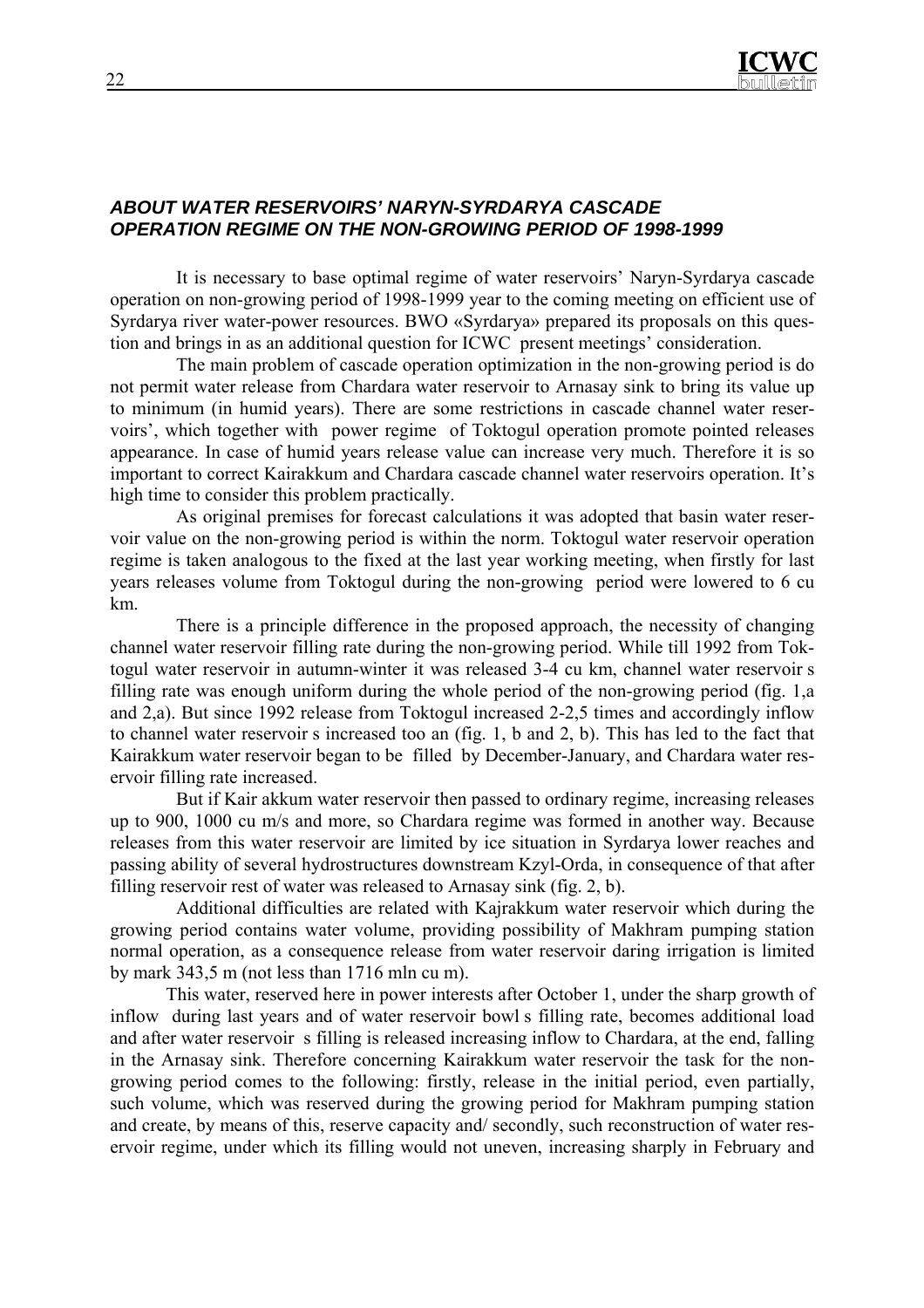### *ABOUT WATER RESERVOIRS' NARYN-SYRDARYA CASCADE OPERATION REGIME ON THE NON-GROWING PERIOD OF 1998-1999*

It is necessary to base optimal regime of water reservoirs' Naryn-Syrdarya cascade operation on non-growing period of 1998-1999 year to the coming meeting on efficient use of Syrdarya river water-power resources. BWO «Syrdarya» prepared its proposals on this question and brings in as an additional question for ICWC present meetings' consideration.

The main problem of cascade operation optimization in the non-growing period is do not permit water release from Chardara water reservoir to Arnasay sink to bring its value up to minimum (in humid years). There are some restrictions in cascade channel water reservoirs', which together with power regime of Toktogul operation promote pointed releases appearance. In case of humid years release value can increase very much. Therefore it is so important to correct Kairakkum and Chardara cascade channel water reservoirs operation. It's high time to consider this problem practically.

As original premises for forecast calculations it was adopted that basin water reservoir value on the non-growing period is within the norm. Toktogul water reservoir operation regime is taken analogous to the fixed at the last year working meeting, when firstly for last years releases volume from Toktogul during the non-growing period were lowered to 6 cu km.

There is a principle difference in the proposed approach, the necessity of changing channel water reservoir filling rate during the non-growing period. While till 1992 from Toktogul water reservoir in autumn-winter it was released 3-4 cu km, channel water reservoir s filling rate was enough uniform during the whole period of the non-growing period (fig. 1,a and 2,a). But since 1992 release from Toktogul increased 2-2,5 times and accordingly inflow to channel water reservoir s increased too an (fig. 1, b and 2, b). This has led to the fact that Kairakkum water reservoir began to be filled by December-January, and Chardara water reservoir filling rate increased.

But if Kair akkum water reservoir then passed to ordinary regime, increasing releases up to 900, 1000 cu m/s and more, so Chardara regime was formed in another way. Because releases from this water reservoir are limited by ice situation in Syrdarya lower reaches and passing ability of several hydrostructures downstream Kzyl-Orda, in consequence of that after filling reservoir rest of water was released to Arnasay sink (fig. 2, b).

Additional difficulties are related with Kajrakkum water reservoir which during the growing period contains water volume, providing possibility of Makhram pumping station normal operation, as a consequence release from water reservoir daring irrigation is limited by mark 343,5 m (not less than 1716 mln cu m).

This water, reserved here in power interests after October 1, under the sharp growth of inflow during last years and of water reservoir bowl s filling rate, becomes additional load and after water reservoir s filling is released increasing inflow to Chardara, at the end, falling in the Arnasay sink. Therefore concerning Kairakkum water reservoir the task for the non-growing period comes to the following: firstly, release in the initial period, even partially, such volume, which was reserved during the growing period for Makhram pumping station and create, by means of this, reserve capacity and/ secondly, such reconstruction of water reservoir regime, under which its filling would not uneven, increasing sharply in February and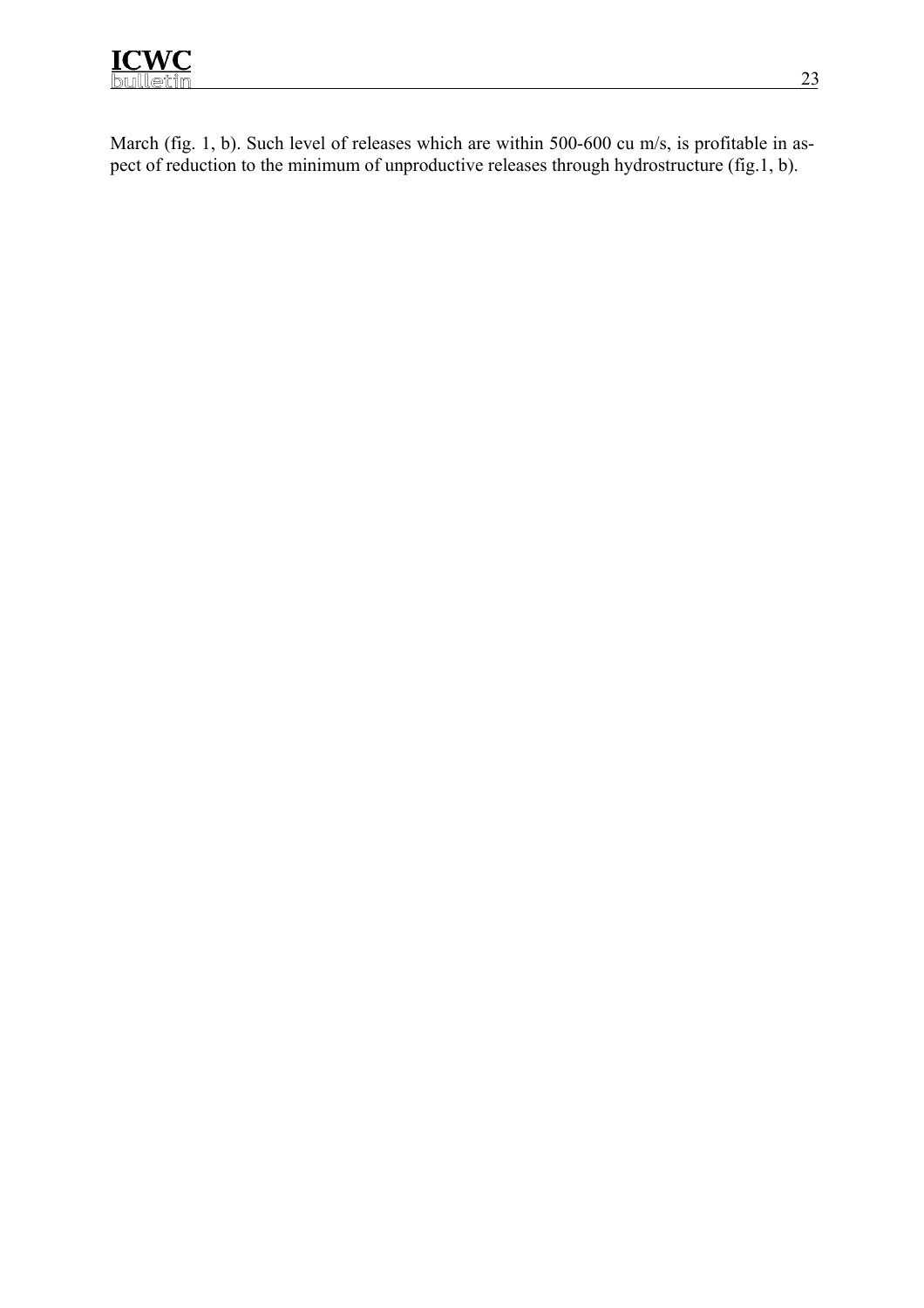March (fig. 1, b). Such level of releases which are within 500-600 cu m/s, is profitable in aspect of reduction to the minimum of unproductive releases through hydrostructure (fig.1, b).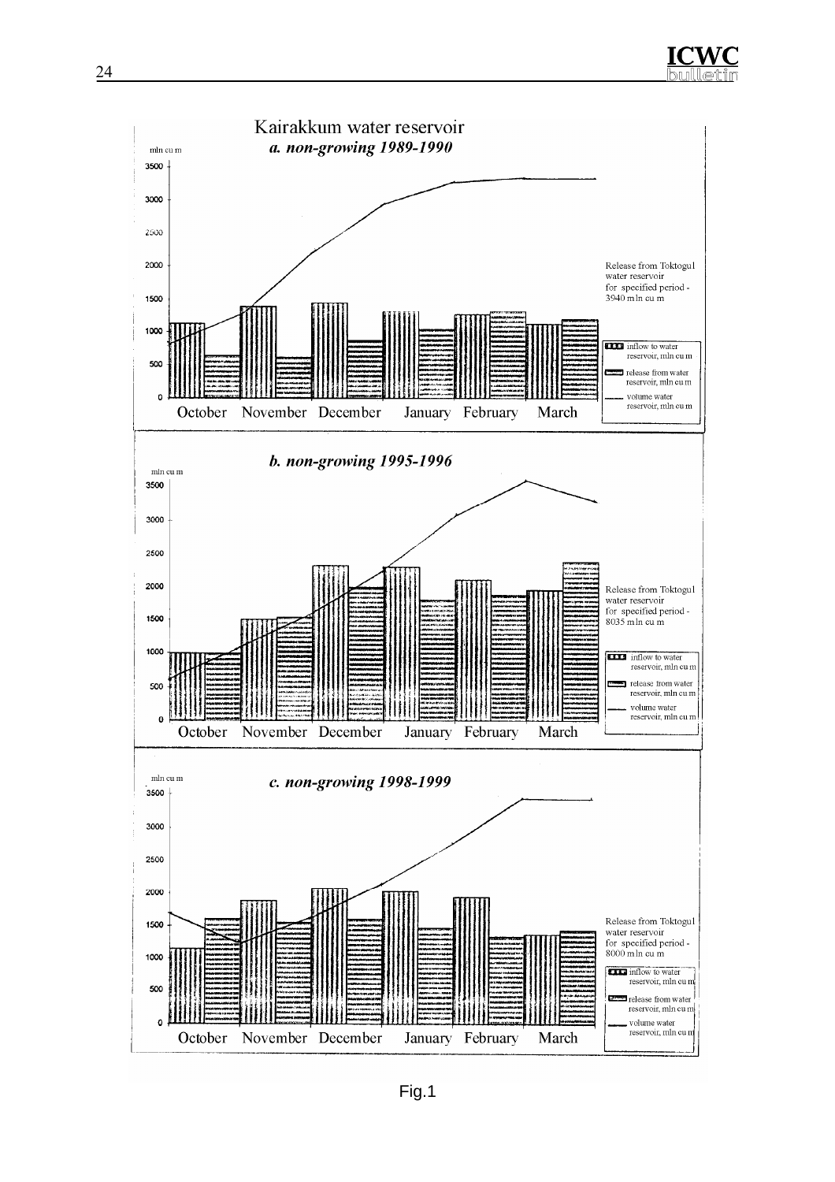Kairakkum water reservoir

*a. non-growing 1989-1990*

mln cu m

Release from Toktogul water reservoir for specified period - 3940 mln cu m

- inflow to water reservoir, mln cu m
- release from water reservoir, mln cu m
- volume water reservoir, mln cu m

October November December January February March

*b. non-growing 1995-1996*

mln cu m

Release from Toktogul water reservoir for specified period - 8035 mln cu m

- inflow to water reservoir, mln cu m
- release from water reservoir, mln cu m
- volume water reservoir, mln cu m

October November December January February March

*c. non-growing 1998-1999*

mln cu m

Release from Toktogul water reservoir for specified period - 8000 mln cu m

- inflow to water reservoir, mln cu m
- release from water reservoir, mln cu m
- volume water reservoir, mln cu m

October November December January February March

Fig.1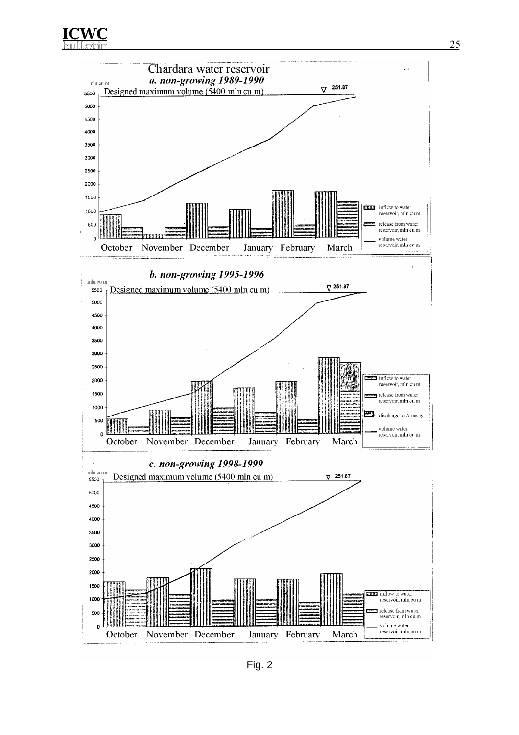Chardara water reservoir

*a. non-growing 1989-1990*

mln cu m

Designed maximum volume (5400 mln cu m) ∇ 251.87

- inflow to water reservoir, mln cu m
- release from water reservoir, mln cu m
- volume water reservoir, mln cu m

October November December January February March

*b. non-growing 1995-1996*

mln cu m

Designed maximum volume (5400 mln cu m) ∇ 251.87

- inflow to water reservoir, mln cu m
- release from water reservoir, mln cu m
- discharge to Arnasay
- volume water reservoir, mln cu m

October November December January February March

*c. non-growing 1998-1999*

mln cu m

Designed maximum volume (5400 mln cu m) ∇ 251.87

- inflow to water reservoir, mln cu m
- release from water reservoir, mln cu m
- volume water reservoir, mln cu m

October November December January February March

Fig. 2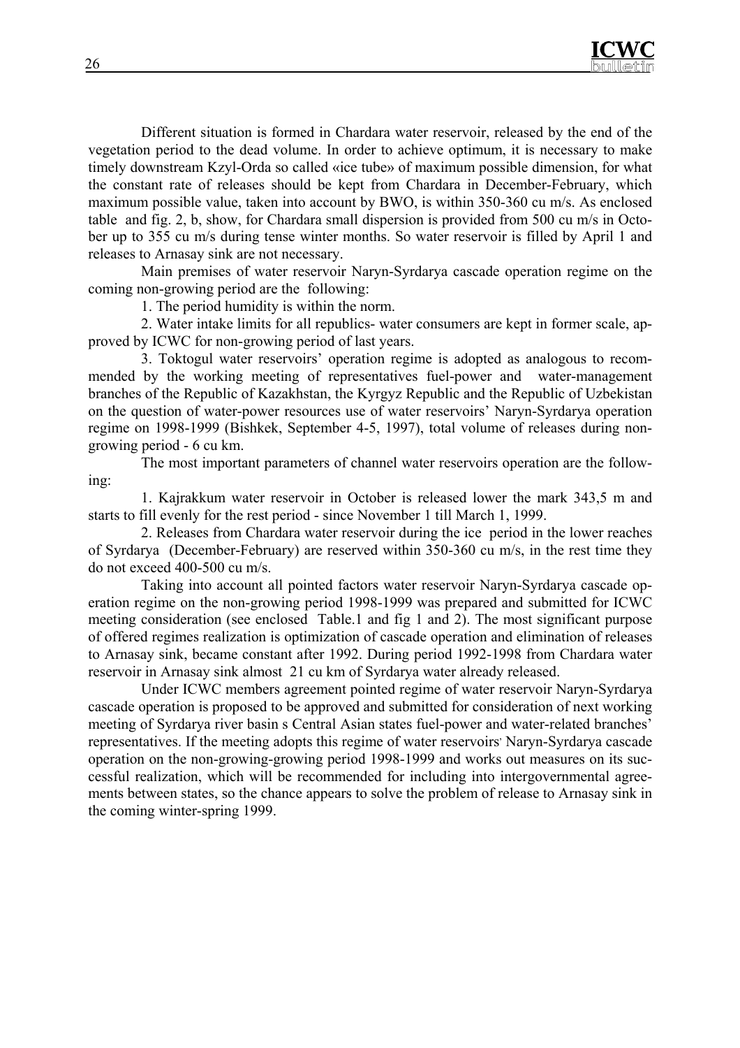Different situation is formed in Chardara water reservoir, released by the end of the vegetation period to the dead volume. In order to achieve optimum, it is necessary to make timely downstream Kzyl-Orda so called «ice tube» of maximum possible dimension, for what the constant rate of releases should be kept from Chardara in December-February, which maximum possible value, taken into account by BWO, is within 350-360 cu m/s. As enclosed table and fig. 2, b, show, for Chardara small dispersion is provided from 500 cu m/s in October up to 355 cu m/s during tense winter months. So water reservoir is filled by April 1 and releases to Arnasay sink are not necessary.

Main premises of water reservoir Naryn-Syrdarya cascade operation regime on the coming non-growing period are the following:

1. The period humidity is within the norm.
2. Water intake limits for all republics- water consumers are kept in former scale, approved by ICWC for non-growing period of last years.
3. Toktogul water reservoirs' operation regime is adopted as analogous to recommended by the working meeting of representatives fuel-power and water-management branches of the Republic of Kazakhstan, the Kyrgyz Republic and the Republic of Uzbekistan on the question of water-power resources use of water reservoirs' Naryn-Syrdarya operation regime on 1998-1999 (Bishkek, September 4-5, 1997), total volume of releases during non-growing period - 6 cu km.

The most important parameters of channel water reservoirs operation are the following:

1. Kajrakkum water reservoir in October is released lower the mark 343,5 m and starts to fill evenly for the rest period - since November 1 till March 1, 1999.
2. Releases from Chardara water reservoir during the ice period in the lower reaches of Syrdarya (December-February) are reserved within 350-360 cu m/s, in the rest time they do not exceed 400-500 cu m/s.

Taking into account all pointed factors water reservoir Naryn-Syrdarya cascade operation regime on the non-growing period 1998-1999 was prepared and submitted for ICWC meeting consideration (see enclosed Table.1 and fig 1 and 2). The most significant purpose of offered regimes realization is optimization of cascade operation and elimination of releases to Arnasay sink, became constant after 1992. During period 1992-1998 from Chardara water reservoir in Arnasay sink almost 21 cu km of Syrdarya water already released.

Under ICWC members agreement pointed regime of water reservoir Naryn-Syrdarya cascade operation is proposed to be approved and submitted for consideration of next working meeting of Syrdarya river basin s Central Asian states fuel-power and water-related branches' representatives. If the meeting adopts this regime of water reservoirs' Naryn-Syrdarya cascade operation on the non-growing-growing period 1998-1999 and works out measures on its successful realization, which will be recommended for including into intergovernmental agreements between states, so the chance appears to solve the problem of release to Arnasay sink in the coming winter-spring 1999.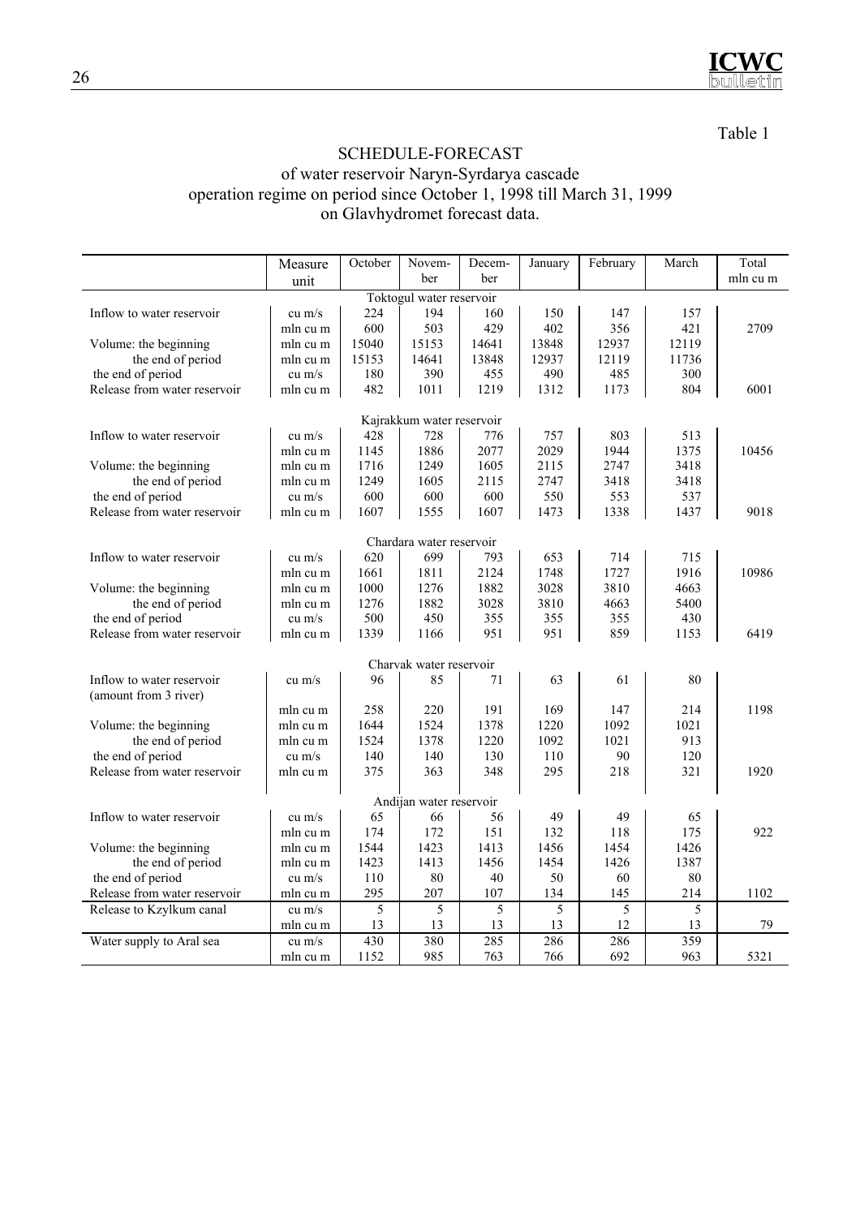Table 1

## SCHEDULE-FORECAST
### of water reservoir Naryn-Syrdarya cascade operation regime on period since October 1, 1998 till March 31, 1999 on Glavhydromet forecast data.

| | Measure unit | October | November | December | January | February | March | Total mln cu m |
|---|---|---|---|---|---|---|---|---|
| **Toktogul water reservoir** | | | | | | | | |
| Inflow to water reservoir | cu m/s | 224 | 194 | 160 | 150 | 147 | 157 | |
| | mln cu m | 600 | 503 | 429 | 402 | 356 | 421 | 2709 |
| Volume: the beginning | mln cu m | 15040 | 15153 | 14641 | 13848 | 12937 | 12119 | |
| the end of period | mln cu m | 15153 | 14641 | 13848 | 12937 | 12119 | 11736 | |
| the end of period | cu m/s | 180 | 390 | 455 | 490 | 485 | 300 | |
| Release from water reservoir | mln cu m | 482 | 1011 | 1219 | 1312 | 1173 | 804 | 6001 |
| **Kajrakkum water reservoir** | | | | | | | | |
| Inflow to water reservoir | cu m/s | 428 | 728 | 776 | 757 | 803 | 513 | |
| | mln cu m | 1145 | 1886 | 2077 | 2029 | 1944 | 1375 | 10456 |
| Volume: the beginning | mln cu m | 1716 | 1249 | 1605 | 2115 | 2747 | 3418 | |
| the end of period | mln cu m | 1249 | 1605 | 2115 | 2747 | 3418 | 3418 | |
| the end of period | cu m/s | 600 | 600 | 600 | 550 | 553 | 537 | |
| Release from water reservoir | mln cu m | 1607 | 1555 | 1607 | 1473 | 1338 | 1437 | 9018 |
| **Chardara water reservoir** | | | | | | | | |
| Inflow to water reservoir | cu m/s | 620 | 699 | 793 | 653 | 714 | 715 | |
| | mln cu m | 1661 | 1811 | 2124 | 1748 | 1727 | 1916 | 10986 |
| Volume: the beginning | mln cu m | 1000 | 1276 | 1882 | 3028 | 3810 | 4663 | |
| the end of period | mln cu m | 1276 | 1882 | 3028 | 3810 | 4663 | 5400 | |
| the end of period | cu m/s | 500 | 450 | 355 | 355 | 355 | 430 | |
| Release from water reservoir | mln cu m | 1339 | 1166 | 951 | 951 | 859 | 1153 | 6419 |
| **Charvak water reservoir** | | | | | | | | |
| Inflow to water reservoir (amount from 3 river) | cu m/s | 96 | 85 | 71 | 63 | 61 | 80 | |
| | mln cu m | 258 | 220 | 191 | 169 | 147 | 214 | 1198 |
| Volume: the beginning | mln cu m | 1644 | 1524 | 1378 | 1220 | 1092 | 1021 | |
| the end of period | mln cu m | 1524 | 1378 | 1220 | 1092 | 1021 | 913 | |
| the end of period | cu m/s | 140 | 140 | 130 | 110 | 90 | 120 | |
| Release from water reservoir | mln cu m | 375 | 363 | 348 | 295 | 218 | 321 | 1920 |
| **Andijan water reservoir** | | | | | | | | |
| Inflow to water reservoir | cu m/s | 65 | 66 | 56 | 49 | 49 | 65 | |
| | mln cu m | 174 | 172 | 151 | 132 | 118 | 175 | 922 |
| Volume: the beginning | mln cu m | 1544 | 1423 | 1413 | 1456 | 1454 | 1426 | |
| the end of period | mln cu m | 1423 | 1413 | 1456 | 1454 | 1426 | 1387 | |
| the end of period | cu m/s | 110 | 80 | 40 | 50 | 60 | 80 | |
| Release from water reservoir | mln cu m | 295 | 207 | 107 | 134 | 145 | 214 | 1102 |
| Release to Kzylkum canal | cu m/s | 5 | 5 | 5 | 5 | 5 | 5 | |
| | mln cu m | 13 | 13 | 13 | 13 | 12 | 13 | 79 |
| Water supply to Aral sea | cu m/s | 430 | 380 | 285 | 286 | 286 | 359 | |
| | mln cu m | 1152 | 985 | 763 | 766 | 692 | 963 | 5321 |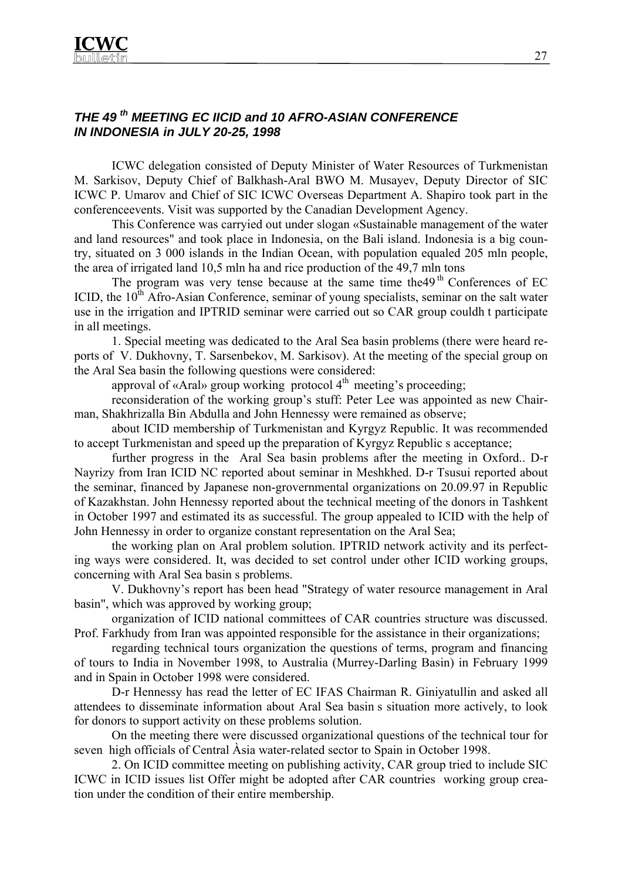### *THE 49 th MEETING EC IICID and 10 AFRO-ASIAN CONFERENCE IN INDONESIA in JULY 20-25, 1998*

ICWC delegation consisted of Deputy Minister of Water Resources of Turkmenistan M. Sarkisov, Deputy Chief of Balkhash-Aral BWO M. Musayev, Deputy Director of SIC ICWC P. Umarov and Chief of SIC ICWC Overseas Department A. Shapiro took part in the conferenceevents. Visit was supported by the Canadian Development Agency.

This Conference was carryied out under slogan «Sustainable management of the water and land resources" and took place in Indonesia, on the Bali island. Indonesia is a big country, situated on 3 000 islands in the Indian Ocean, with population equaled 205 mln people, the area of irrigated land 10,5 mln ha and rice production of the 49,7 mln tons

The program was very tense because at the same time the49 th Conferences of EC ICID, the 10th Afro-Asian Conference, seminar of young specialists, seminar on the salt water use in the irrigation and IPTRID seminar were carried out so CAR group couldh t participate in all meetings.

1. Special meeting was dedicated to the Aral Sea basin problems (there were heard reports of V. Dukhovny, T. Sarsenbekov, M. Sarkisov). At the meeting of the special group on the Aral Sea basin the following questions were considered:

approval of «Aral» group working protocol 4th meeting's proceeding;

reconsideration of the working group's stuff: Peter Lee was appointed as new Chairman, Shakhrizalla Bin Abdulla and John Hennessy were remained as observe;

about ICID membership of Turkmenistan and Kyrgyz Republic. It was recommended to accept Turkmenistan and speed up the preparation of Kyrgyz Republic s acceptance;

further progress in the Aral Sea basin problems after the meeting in Oxford.. D-r Nayrizy from Iran ICID NC reported about seminar in Meshkhed. D-r Tsusui reported about the seminar, financed by Japanese non-grovernmental organizations on 20.09.97 in Republic of Kazakhstan. John Hennessy reported about the technical meeting of the donors in Tashkent in October 1997 and estimated its as successful. The group appealed to ICID with the help of John Hennessy in order to organize constant representation on the Aral Sea;

the working plan on Aral problem solution. IPTRID network activity and its perfecting ways were considered. It, was decided to set control under other ICID working groups, concerning with Aral Sea basin s problems.

V. Dukhovny's report has been head "Strategy of water resource management in Aral basin", which was approved by working group;

organization of ICID national committees of CAR countries structure was discussed. Prof. Farkhudy from Iran was appointed responsible for the assistance in their organizations;

regarding technical tours organization the questions of terms, program and financing of tours to India in November 1998, to Australia (Murrey-Darling Basin) in February 1999 and in Spain in October 1998 were considered.

D-r Hennessy has read the letter of EC IFAS Chairman R. Giniyatullin and asked all attendees to disseminate information about Aral Sea basin s situation more actively, to look for donors to support activity on these problems solution.

On the meeting there were discussed organizational questions of the technical tour for seven high officials of Central Àsia water-related sector to Spain in October 1998.

2. On ICID committee meeting on publishing activity, CAR group tried to include SIC ICWC in ICID issues list Offer might be adopted after CAR countries working group creation under the condition of their entire membership.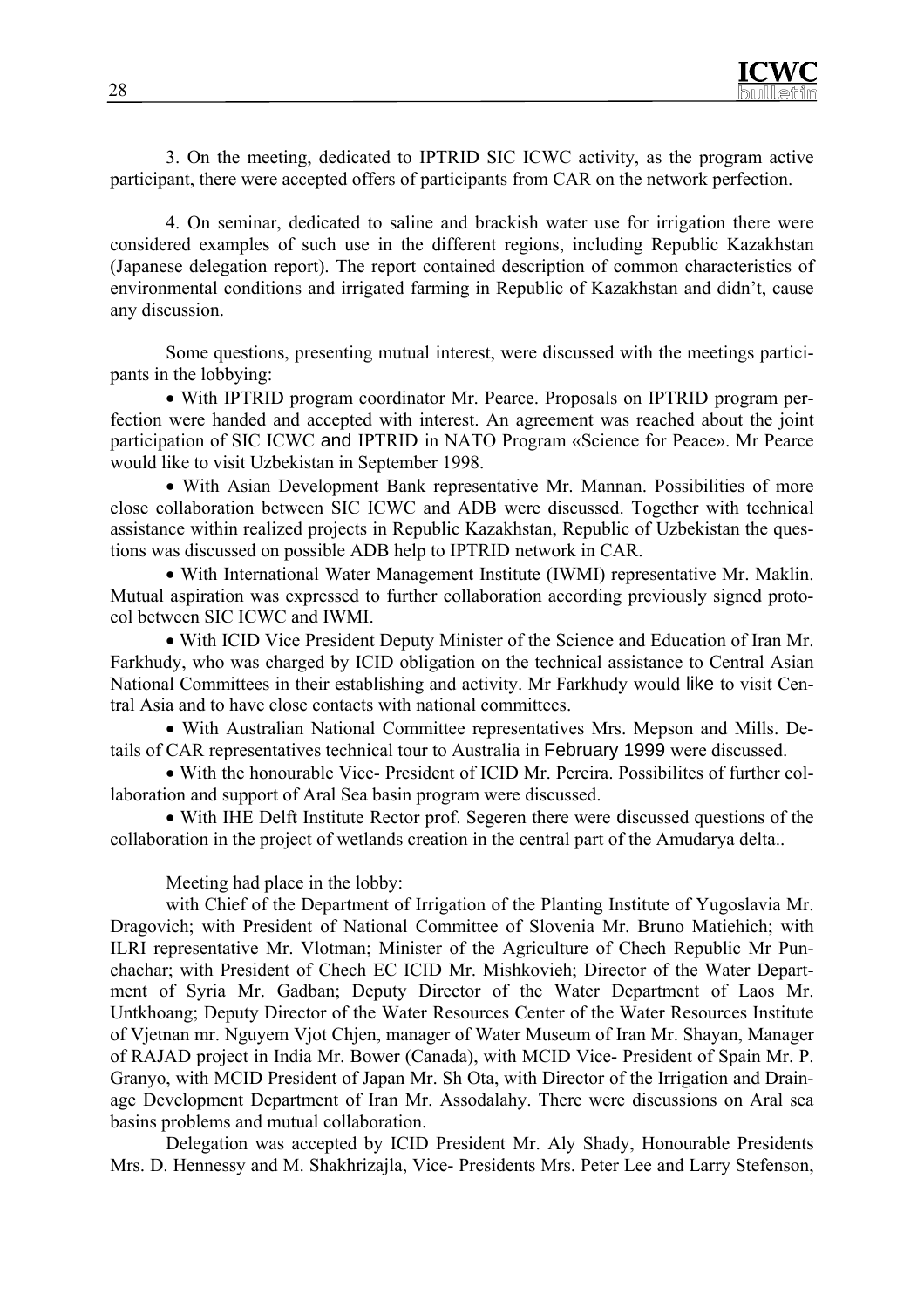3. On the meeting, dedicated to IPTRID SIC ICWC activity, as the program active participant, there were accepted offers of participants from CAR on the network perfection.

4. On seminar, dedicated to saline and brackish water use for irrigation there were considered examples of such use in the different regions, including Republic Kazakhstan (Japanese delegation report). The report contained description of common characteristics of environmental conditions and irrigated farming in Republic of Kazakhstan and didn't, cause any discussion.

Some questions, presenting mutual interest, were discussed with the meetings participants in the lobbying:

- With IPTRID program coordinator Mr. Pearce. Proposals on IPTRID program perfection were handed and accepted with interest. An agreement was reached about the joint participation of SIC ICWC and IPTRID in NATO Program «Science for Peace». Mr Pearce would like to visit Uzbekistan in September 1998.
- With Asian Development Bank representative Mr. Mannan. Possibilities of more close collaboration between SIC ICWC and ADB were discussed. Together with technical assistance within realized projects in Republic Kazakhstan, Republic of Uzbekistan the questions was discussed on possible ADB help to IPTRID network in CAR.
- With International Water Management Institute (IWMI) representative Mr. Maklin. Mutual aspiration was expressed to further collaboration according previously signed protocol between SIC ICWC and IWMI.
- With ICID Vice President Deputy Minister of the Science and Education of Iran Mr. Farkhudy, who was charged by ICID obligation on the technical assistance to Central Asian National Committees in their establishing and activity. Mr Farkhudy would like to visit Central Asia and to have close contacts with national committees.
- With Australian National Committee representatives Mrs. Mepson and Mills. Details of CAR representatives technical tour to Australia in February 1999 were discussed.
- With the honourable Vice- President of ICID Mr. Pereira. Possibilites of further collaboration and support of Aral Sea basin program were discussed.
- With IHE Delft Institute Rector prof. Segeren there were discussed questions of the collaboration in the project of wetlands creation in the central part of the Amudarya delta..

Meeting had place in the lobby:

with Chief of the Department of Irrigation of the Planting Institute of Yugoslavia Mr. Dragovich; with President of National Committee of Slovenia Mr. Bruno Matiehich; with ILRI representative Mr. Vlotman; Minister of the Agriculture of Chech Republic Mr Punchachar; with President of Chech EC ICID Mr. Mishkovieh; Director of the Water Department of Syria Mr. Gadban; Deputy Director of the Water Department of Laos Mr. Untkhoang; Deputy Director of the Water Resources Center of the Water Resources Institute of Vjetnan mr. Nguyem Vjot Chjen, manager of Water Museum of Iran Mr. Shayan, Manager of RAJAD project in India Mr. Bower (Canada), with MCID Vice- President of Spain Mr. P. Granyo, with MCID President of Japan Mr. Sh Ota, with Director of the Irrigation and Drainage Development Department of Iran Mr. Assodalahy. There were discussions on Aral sea basins problems and mutual collaboration.

Delegation was accepted by ICID President Mr. Aly Shady, Honourable Presidents Mrs. D. Hennessy and M. Shakhrizajla, Vice- Presidents Mrs. Peter Lee and Larry Stefenson,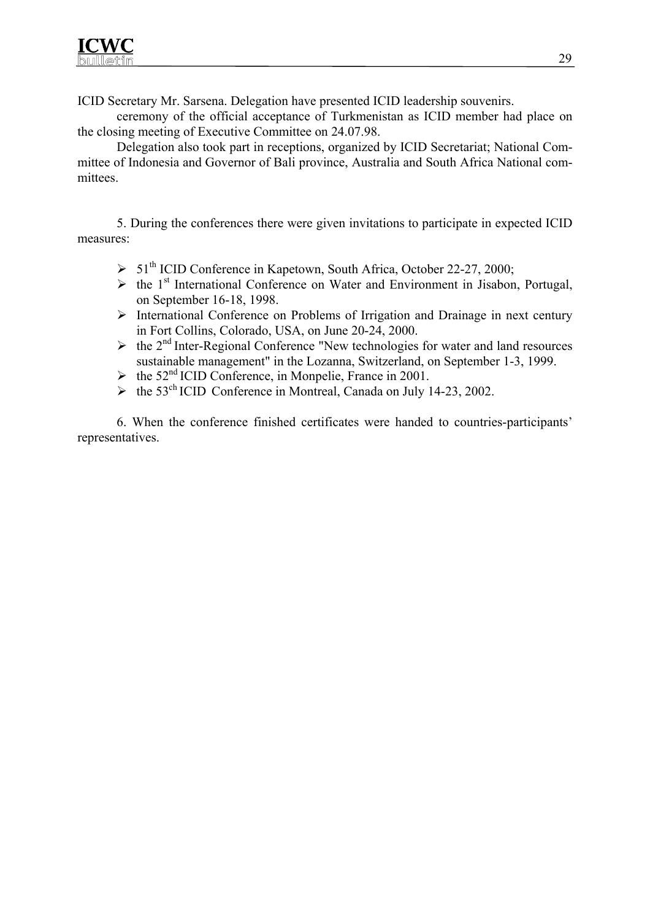ICID Secretary Mr. Sarsena. Delegation have presented ICID leadership souvenirs.

ceremony of the official acceptance of Turkmenistan as ICID member had place on the closing meeting of Executive Committee on 24.07.98.

Delegation also took part in receptions, organized by ICID Secretariat; National Committee of Indonesia and Governor of Bali province, Australia and South Africa National committees.

5. During the conferences there were given invitations to participate in expected ICID measures:

- 51th ICID Conference in Kapetown, South Africa, October 22-27, 2000;
- the 1st International Conference on Water and Environment in Jisabon, Portugal, on September 16-18, 1998.
- International Conference on Problems of Irrigation and Drainage in next century in Fort Collins, Colorado, USA, on June 20-24, 2000.
- the 2nd Inter-Regional Conference "New technologies for water and land resources sustainable management" in the Lozanna, Switzerland, on September 1-3, 1999.
- the 52nd ICID Conference, in Monpelie, France in 2001.
- the 53ch ICID Conference in Montreal, Canada on July 14-23, 2002.

6. When the conference finished certificates were handed to countries-participants' representatives.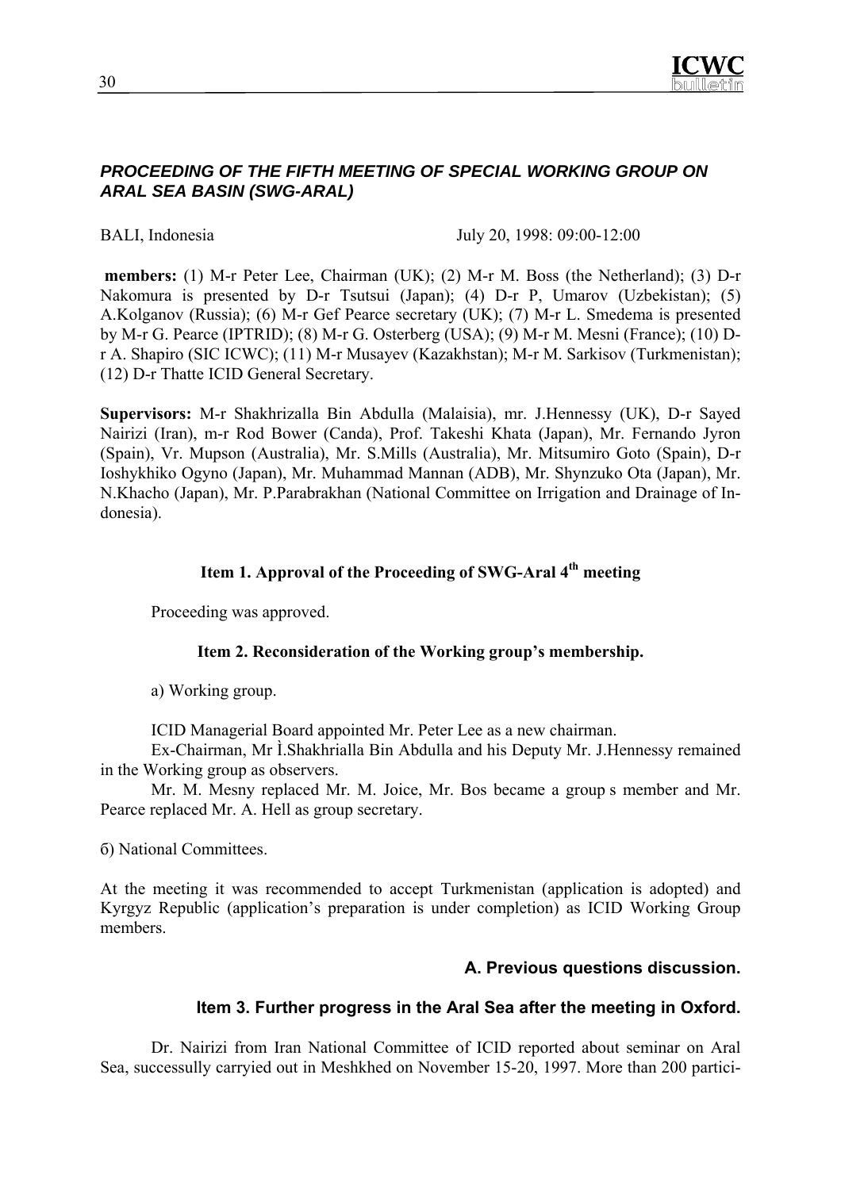### *PROCEEDING OF THE FIFTH MEETING OF SPECIAL WORKING GROUP ON ARAL SEA BASIN (SWG-ARAL)*

BALI, Indonesia July 20, 1998: 09:00-12:00

**members:** (1) M-r Peter Lee, Chairman (UK); (2) M-r M. Boss (the Netherland); (3) D-r Nakomura is presented by D-r Tsutsui (Japan); (4) D-r P, Umarov (Uzbekistan); (5) A.Kolganov (Russia); (6) M-r Gef Pearce secretary (UK); (7) M-r L. Smedema is presented by M-r G. Pearce (IPTRID); (8) M-r G. Osterberg (USA); (9) M-r M. Mesni (France); (10) D-r A. Shapiro (SIC ICWC); (11) M-r Musayev (Kazakhstan); M-r M. Sarkisov (Turkmenistan); (12) D-r Thatte ICID General Secretary.

**Supervisors:** M-r Shakhrizalla Bin Abdulla (Malaisia), mr. J.Hennessy (UK), D-r Sayed Nairizi (Iran), m-r Rod Bower (Canda), Prof. Takeshi Khata (Japan), Mr. Fernando Jyron (Spain), Vr. Mupson (Australia), Mr. S.Mills (Australia), Mr. Mitsumiro Goto (Spain), D-r Ioshykhiko Ogyno (Japan), Mr. Muhammad Mannan (ADB), Mr. Shynzuko Ota (Japan), Mr. N.Khacho (Japan), Mr. P.Parabrakhan (National Committee on Irrigation and Drainage of Indonesia).

**Item 1. Approval of the Proceeding of SWG-Aral 4th meeting**

Proceeding was approved.

**Item 2. Reconsideration of the Working group's membership.**

a) Working group.

ICID Managerial Board appointed Mr. Peter Lee as a new chairman.

Ex-Chairman, Mr Ì.Shakhrialla Bin Abdulla and his Deputy Mr. J.Hennessy remained in the Working group as observers.

Mr. M. Mesny replaced Mr. M. Joice, Mr. Bos became a group s member and Mr. Pearce replaced Mr. A. Hell as group secretary.

б) National Committees.

At the meeting it was recommended to accept Turkmenistan (application is adopted) and Kyrgyz Republic (application's preparation is under completion) as ICID Working Group members.

**A. Previous questions discussion.**

**Item 3. Further progress in the Aral Sea after the meeting in Oxford.**

Dr. Nairizi from Iran National Committee of ICID reported about seminar on Aral Sea, successully carryied out in Meshkhed on November 15-20, 1997. More than 200 partici-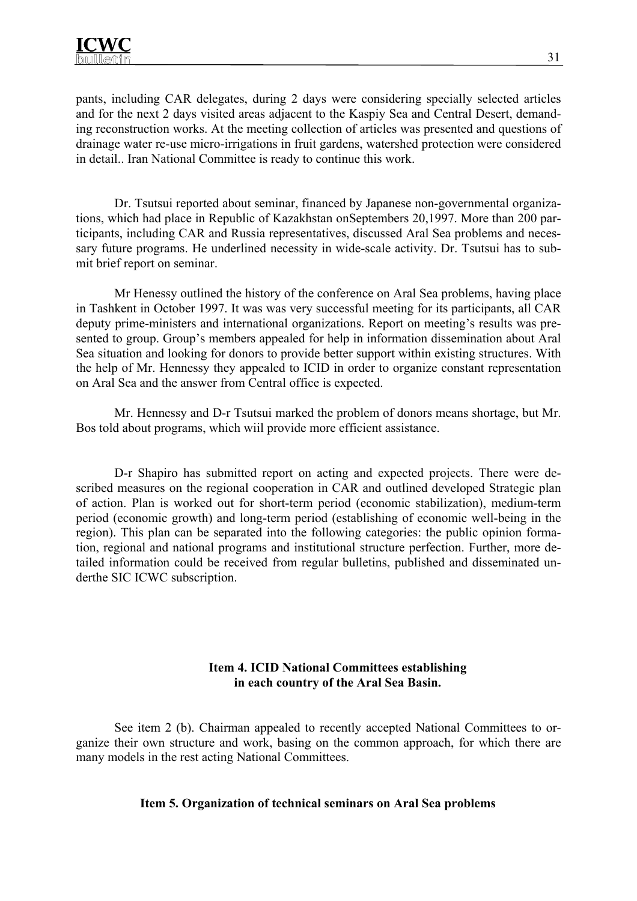pants, including CAR delegates, during 2 days were considering specially selected articles and for the next 2 days visited areas adjacent to the Kaspiy Sea and Central Desert, demanding reconstruction works. At the meeting collection of articles was presented and questions of drainage water re-use micro-irrigations in fruit gardens, watershed protection were considered in detail.. Iran National Committee is ready to continue this work.

Dr. Tsutsui reported about seminar, financed by Japanese non-governmental organizations, which had place in Republic of Kazakhstan onSeptembers 20,1997. More than 200 participants, including CAR and Russia representatives, discussed Aral Sea problems and necessary future programs. He underlined necessity in wide-scale activity. Dr. Tsutsui has to submit brief report on seminar.

Mr Henessy outlined the history of the conference on Aral Sea problems, having place in Tashkent in October 1997. It was was very successful meeting for its participants, all CAR deputy prime-ministers and international organizations. Report on meeting's results was presented to group. Group's members appealed for help in information dissemination about Aral Sea situation and looking for donors to provide better support within existing structures. With the help of Mr. Hennessy they appealed to ICID in order to organize constant representation on Aral Sea and the answer from Central office is expected.

Mr. Hennessy and D-r Tsutsui marked the problem of donors means shortage, but Mr. Bos told about programs, which wiil provide more efficient assistance.

D-r Shapiro has submitted report on acting and expected projects. There were described measures on the regional cooperation in CAR and outlined developed Strategic plan of action. Plan is worked out for short-term period (economic stabilization), medium-term period (economic growth) and long-term period (establishing of economic well-being in the region). This plan can be separated into the following categories: the public opinion formation, regional and national programs and institutional structure perfection. Further, more detailed information could be received from regular bulletins, published and disseminated underthe SIC ICWC subscription.

**Item 4. ICID National Committees establishing in each country of the Aral Sea Basin.**

See item 2 (b). Chairman appealed to recently accepted National Committees to organize their own structure and work, basing on the common approach, for which there are many models in the rest acting National Committees.

**Item 5. Organization of technical seminars on Aral Sea problems**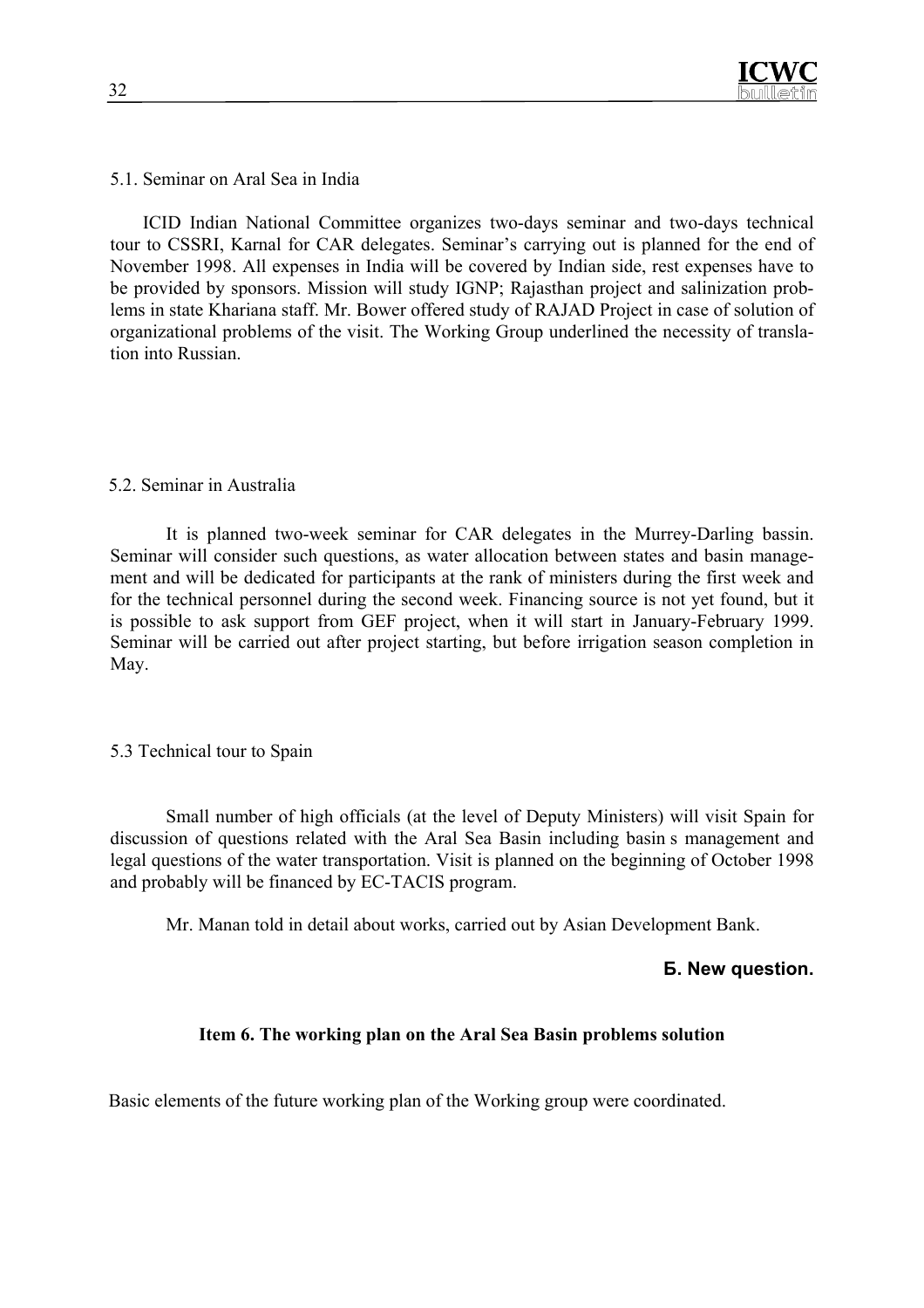5.1. Seminar on Aral Sea in India

ICID Indian National Committee organizes two-days seminar and two-days technical tour to CSSRI, Karnal for CAR delegates. Seminar's carrying out is planned for the end of November 1998. All expenses in India will be covered by Indian side, rest expenses have to be provided by sponsors. Mission will study IGNP; Rajasthan project and salinization problems in state Khariana staff. Mr. Bower offered study of RAJAD Project in case of solution of organizational problems of the visit. The Working Group underlined the necessity of translation into Russian.

5.2. Seminar in Australia

It is planned two-week seminar for CAR delegates in the Murrey-Darling bassin. Seminar will consider such questions, as water allocation between states and basin management and will be dedicated for participants at the rank of ministers during the first week and for the technical personnel during the second week. Financing source is not yet found, but it is possible to ask support from GEF project, when it will start in January-February 1999. Seminar will be carried out after project starting, but before irrigation season completion in May.

5.3 Technical tour to Spain

Small number of high officials (at the level of Deputy Ministers) will visit Spain for discussion of questions related with the Aral Sea Basin including basin s management and legal questions of the water transportation. Visit is planned on the beginning of October 1998 and probably will be financed by EC-TACIS program.

Mr. Manan told in detail about works, carried out by Asian Development Bank.

**Б. New question.**

**Item 6. The working plan on the Aral Sea Basin problems solution**

Basic elements of the future working plan of the Working group were coordinated.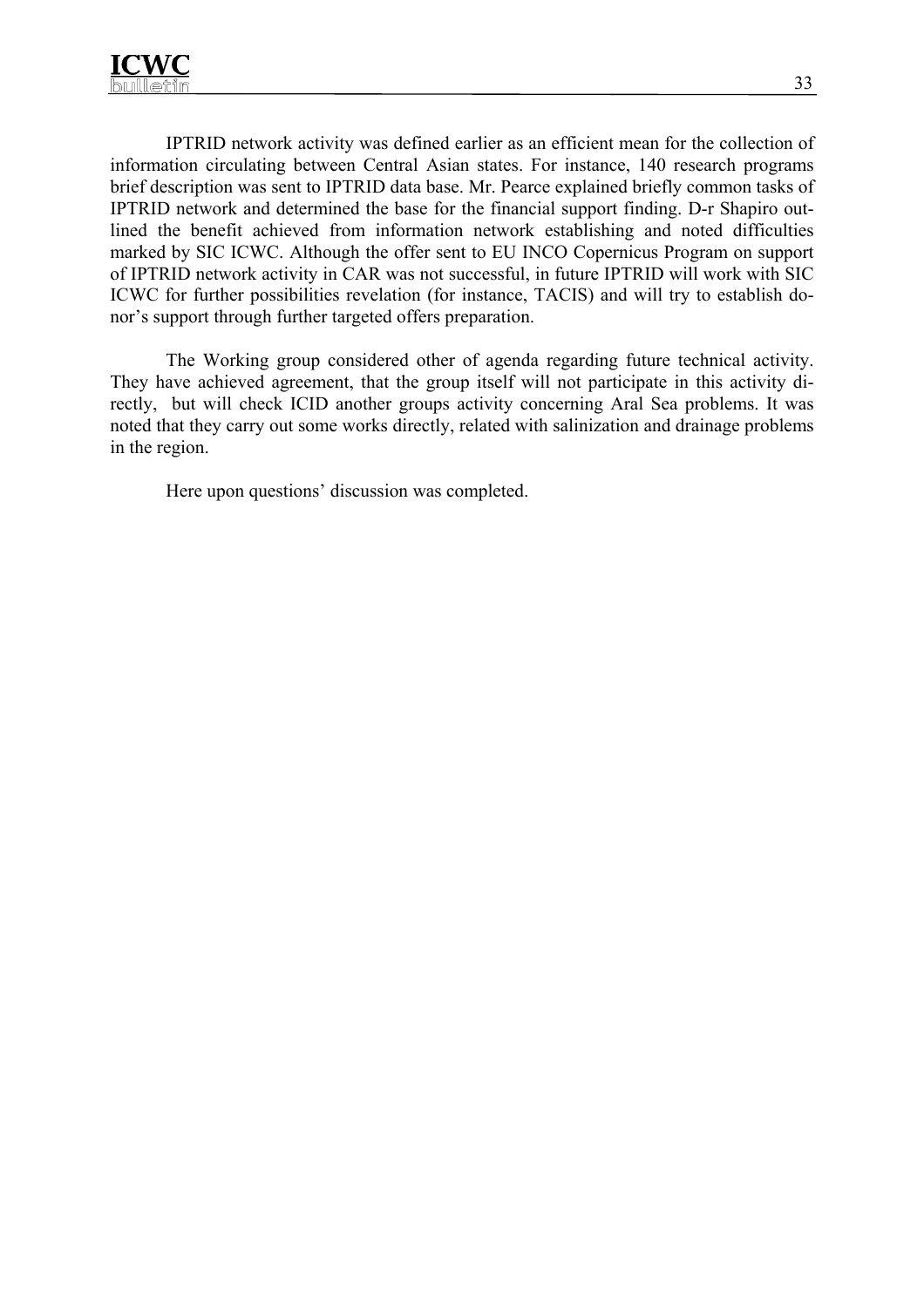IPTRID network activity was defined earlier as an efficient mean for the collection of information circulating between Central Asian states. For instance, 140 research programs brief description was sent to IPTRID data base. Mr. Pearce explained briefly common tasks of IPTRID network and determined the base for the financial support finding. D-r Shapiro outlined the benefit achieved from information network establishing and noted difficulties marked by SIC ICWC. Although the offer sent to EU INCO Copernicus Program on support of IPTRID network activity in CAR was not successful, in future IPTRID will work with SIC ICWC for further possibilities revelation (for instance, TACIS) and will try to establish donor's support through further targeted offers preparation.

The Working group considered other of agenda regarding future technical activity. They have achieved agreement, that the group itself will not participate in this activity directly, but will check ICID another groups activity concerning Aral Sea problems. It was noted that they carry out some works directly, related with salinization and drainage problems in the region.

Here upon questions' discussion was completed.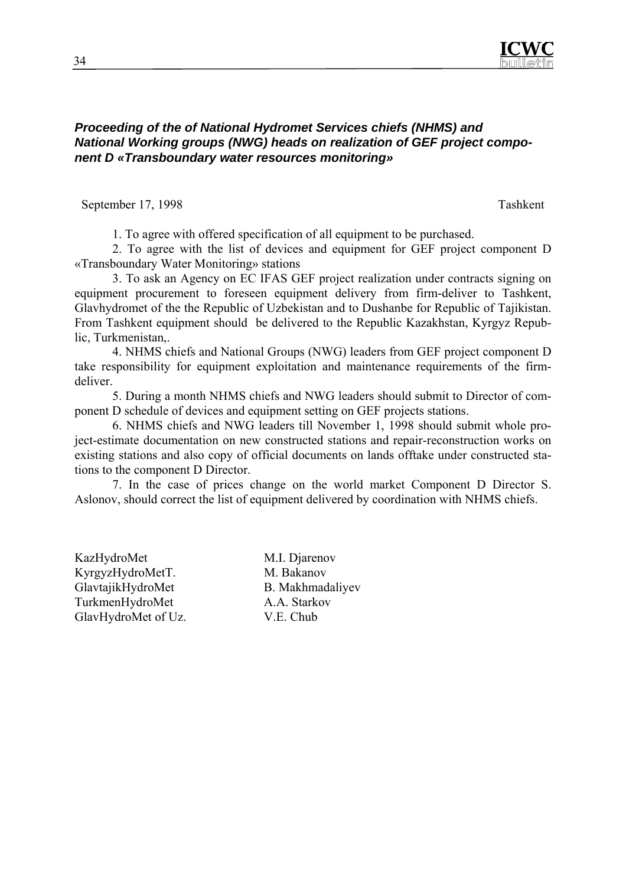### ***Proceeding of the of National Hydromet Services chiefs (NHMS) and National Working groups (NWG) heads on realization of GEF project component D «Transboundary water resources monitoring»***

September 17, 1998 Tashkent

1. To agree with offered specification of all equipment to be purchased.
2. To agree with the list of devices and equipment for GEF project component D «Transboundary Water Monitoring» stations
3. To ask an Agency on EC IFAS GEF project realization under contracts signing on equipment procurement to foreseen equipment delivery from firm-deliver to Tashkent, Glavhydromet of the the Republic of Uzbekistan and to Dushanbe for Republic of Tajikistan. From Tashkent equipment should be delivered to the Republic Kazakhstan, Kyrgyz Republic, Turkmenistan,.
4. NHMS chiefs and National Groups (NWG) leaders from GEF project component D take responsibility for equipment exploitation and maintenance requirements of the firm-deliver.
5. During a month NHMS chiefs and NWG leaders should submit to Director of component D schedule of devices and equipment setting on GEF projects stations.
6. NHMS chiefs and NWG leaders till November 1, 1998 should submit whole project-estimate documentation on new constructed stations and repair-reconstruction works on existing stations and also copy of official documents on lands offtake under constructed stations to the component D Director.
7. In the case of prices change on the world market Component D Director S. Aslonov, should correct the list of equipment delivered by coordination with NHMS chiefs.

| | |
|---|---|
| KazHydroMet | M.I. Djarenov |
| KyrgyzHydroMetT. | M. Bakanov |
| GlavtajikHydroMet | B. Makhmadaliyev |
| TurkmenHydroMet | A.A. Starkov |
| GlavHydroMet of Uz. | V.E. Chub |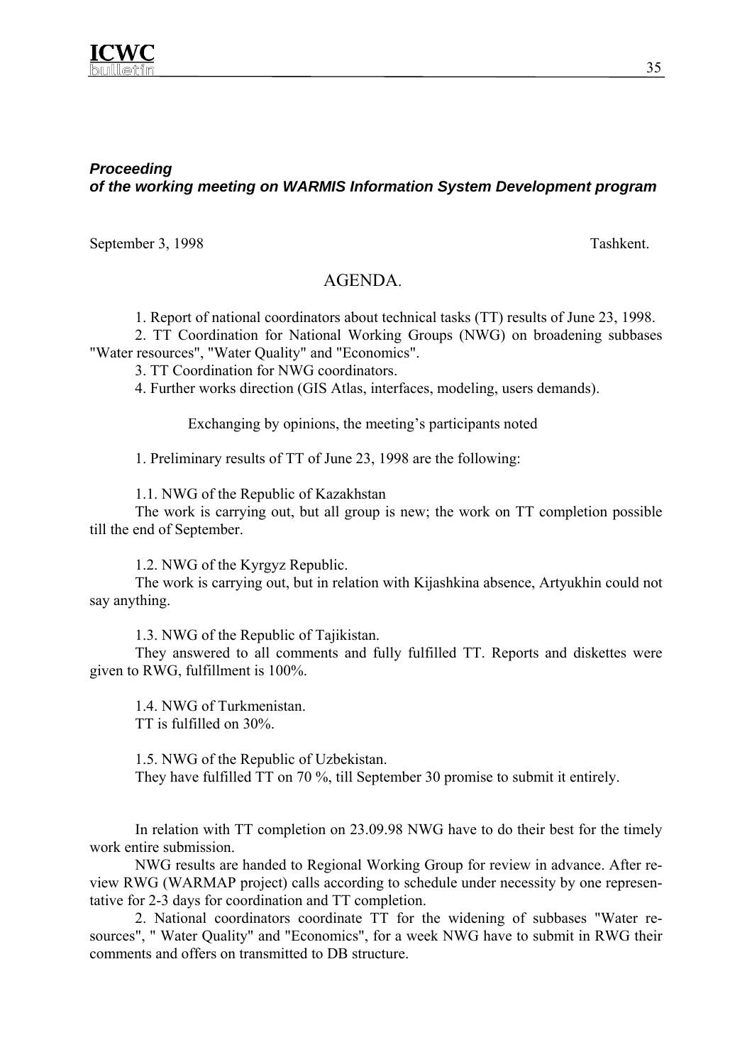***Proceeding***
***of the working meeting on WARMIS Information System Development program***

September 3, 1998 Tashkent.

AGENDA.

1. Report of national coordinators about technical tasks (TT) results of June 23, 1998.
2. TT Coordination for National Working Groups (NWG) on broadening subbases "Water resources", "Water Quality" and "Economics".
3. TT Coordination for NWG coordinators.
4. Further works direction (GIS Atlas, interfaces, modeling, users demands).

Exchanging by opinions, the meeting's participants noted

1. Preliminary results of TT of June 23, 1998 are the following:

1.1. NWG of the Republic of Kazakhstan
The work is carrying out, but all group is new; the work on TT completion possible till the end of September.

1.2. NWG of the Kyrgyz Republic.
The work is carrying out, but in relation with Kijashkina absence, Artyukhin could not say anything.

1.3. NWG of the Republic of Tajikistan.
They answered to all comments and fully fulfilled TT. Reports and diskettes were given to RWG, fulfillment is 100%.

1.4. NWG of Turkmenistan.
TT is fulfilled on 30%.

1.5. NWG of the Republic of Uzbekistan.
They have fulfilled TT on 70 %, till September 30 promise to submit it entirely.

In relation with TT completion on 23.09.98 NWG have to do their best for the timely work entire submission.

NWG results are handed to Regional Working Group for review in advance. After review RWG (WARMAP project) calls according to schedule under necessity by one representative for 2-3 days for coordination and TT completion.

2. National coordinators coordinate TT for the widening of subbases "Water resources", " Water Quality" and "Economics", for a week NWG have to submit in RWG their comments and offers on transmitted to DB structure.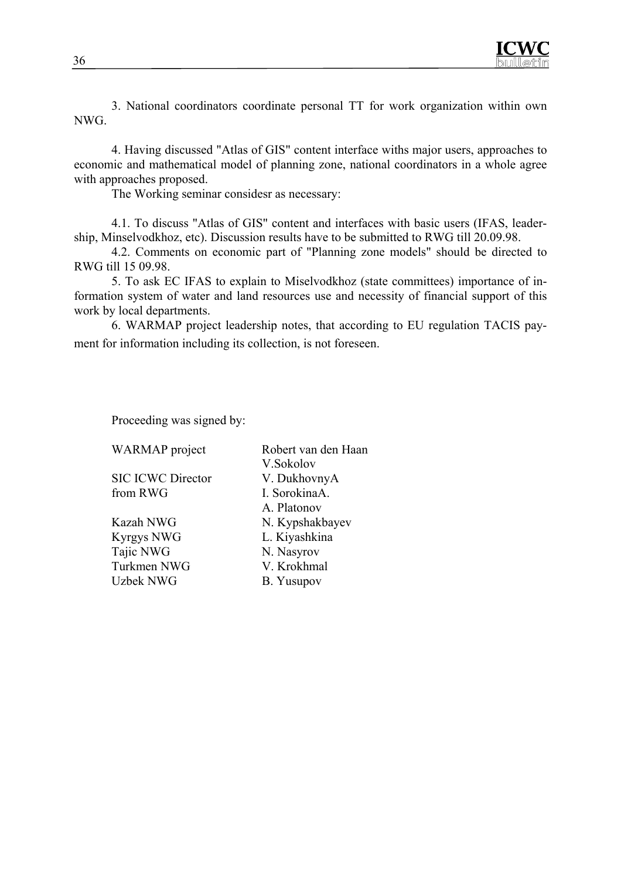3. National coordinators coordinate personal TT for work organization within own NWG.

4. Having discussed "Atlas of GIS" content interface withs major users, approaches to economic and mathematical model of planning zone, national coordinators in a whole agree with approaches proposed.

The Working seminar considesr as necessary:

4.1. To discuss "Atlas of GIS" content and interfaces with basic users (IFAS, leadership, Minselvodkhoz, etc). Discussion results have to be submitted to RWG till 20.09.98.

4.2. Comments on economic part of "Planning zone models" should be directed to RWG till 15 09.98.

5. To ask EC IFAS to explain to Miselvodkhoz (state committees) importance of information system of water and land resources use and necessity of financial support of this work by local departments.

6. WARMAP project leadership notes, that according to EU regulation TACIS payment for information including its collection, is not foreseen.

Proceeding was signed by:

| | |
|---|---|
| WARMAP project | Robert van den Haan |
| | V.Sokolov |
| SIC ICWC Director | V. DukhovnyA |
| from RWG | I. SorokinaA. |
| | A. Platonov |
| Kazah NWG | N. Kypshakbayev |
| Kyrgys NWG | L. Kiyashkina |
| Tajic NWG | N. Nasyrov |
| Turkmen NWG | V. Krokhmal |
| Uzbek NWG | B. Yusupov |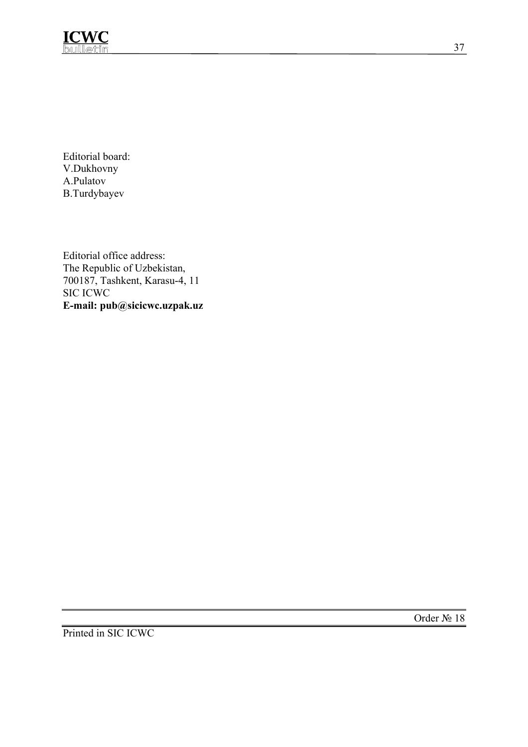Editorial board:
V.Dukhovny
A.Pulatov
B.Turdybayev

Editorial office address:
The Republic of Uzbekistan,
700187, Tashkent, Karasu-4, 11
SIC ICWC
**E-mail: pub@sicicwc.uzpak.uz**

Order № 18

Printed in SIC ICWC